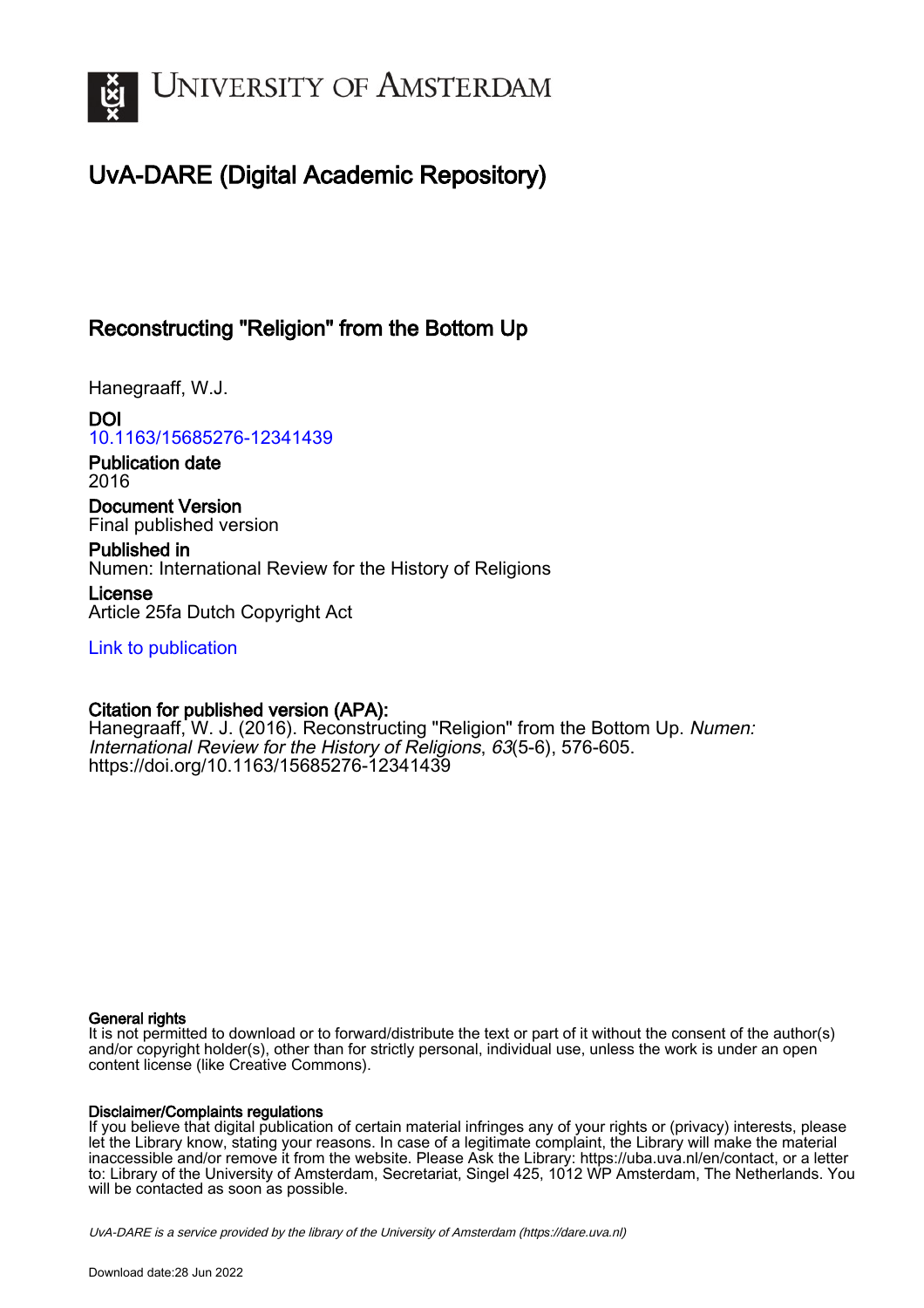# UvA-DARE (Digital Academic Repository)

## Reconstructing "Religion" from the Bottom Up

Hanegraaff, W.J.

**DOI**
10.1163/15685276-12341439

**Publication date**
2016

**Document Version**
Final published version

**Published in**
Numen: International Review for the History of Religions

**License**
Article 25fa Dutch Copyright Act

Link to publication

**Citation for published version (APA):**
Hanegraaff, W. J. (2016). Reconstructing "Religion" from the Bottom Up. *Numen: International Review for the History of Religions*, *63*(5-6), 576-605. https://doi.org/10.1163/15685276-12341439

**General rights**
It is not permitted to download or to forward/distribute the text or part of it without the consent of the author(s) and/or copyright holder(s), other than for strictly personal, individual use, unless the work is under an open content license (like Creative Commons).

**Disclaimer/Complaints regulations**
If you believe that digital publication of certain material infringes any of your rights or (privacy) interests, please let the Library know, stating your reasons. In case of a legitimate complaint, the Library will make the material inaccessible and/or remove it from the website. Please Ask the Library: https://uba.uva.nl/en/contact, or a letter to: Library of the University of Amsterdam, Secretariat, Singel 425, 1012 WP Amsterdam, The Netherlands. You will be contacted as soon as possible.

*UvA-DARE is a service provided by the library of the University of Amsterdam (https://dare.uva.nl)*

Download date:28 Jun 2022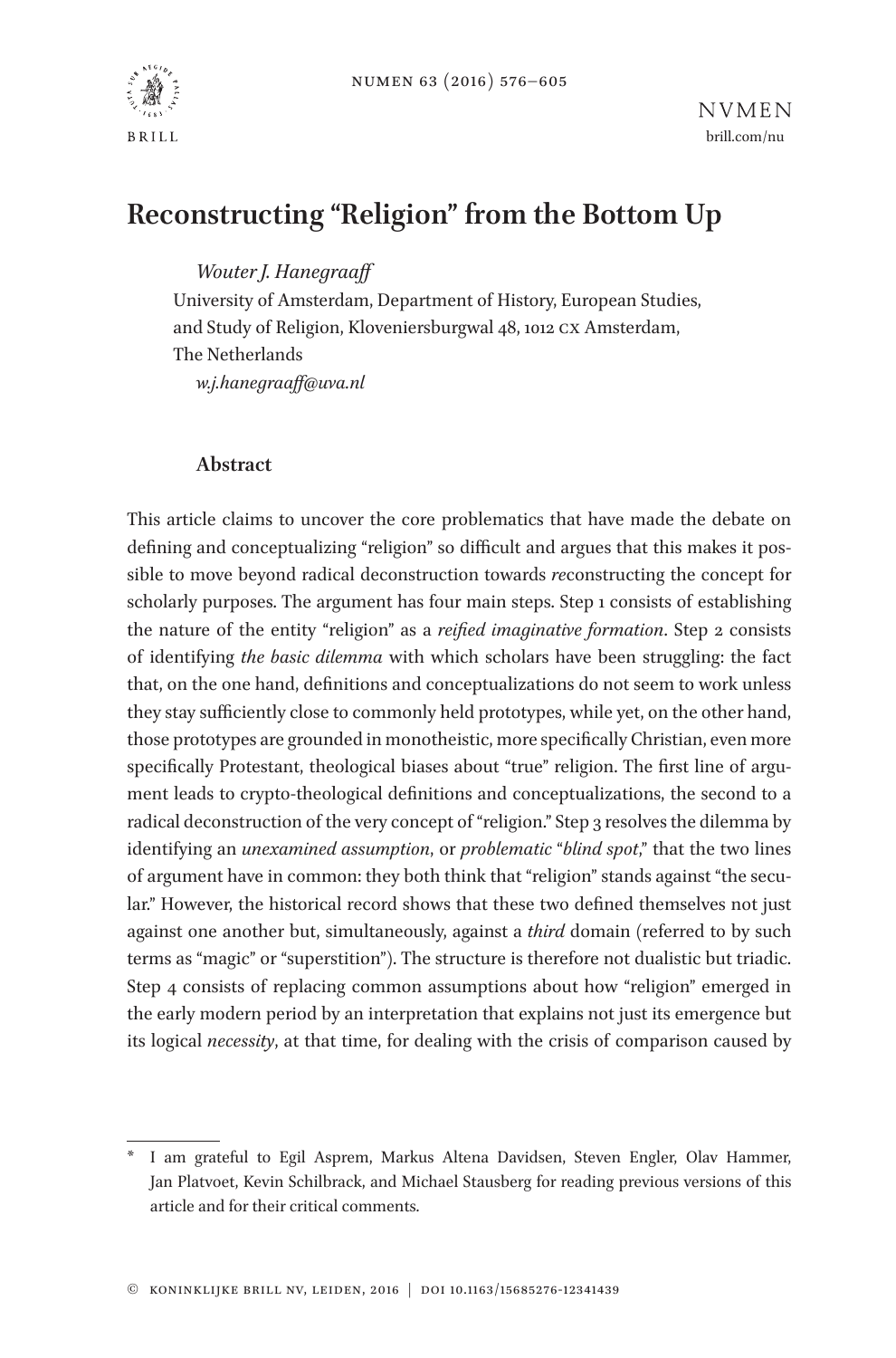# Reconstructing "Religion" from the Bottom Up

*Wouter J. Hanegraaff*
University of Amsterdam, Department of History, European Studies, and Study of Religion, Kloveniersburgwal 48, 1012 CX Amsterdam, The Netherlands
*w.j.hanegraaff@uva.nl*

## Abstract

This article claims to uncover the core problematics that have made the debate on defining and conceptualizing "religion" so difficult and argues that this makes it possible to move beyond radical deconstruction towards *re*constructing the concept for scholarly purposes. The argument has four main steps. Step 1 consists of establishing the nature of the entity "religion" as a *reified imaginative formation*. Step 2 consists of identifying *the basic dilemma* with which scholars have been struggling: the fact that, on the one hand, definitions and conceptualizations do not seem to work unless they stay sufficiently close to commonly held prototypes, while yet, on the other hand, those prototypes are grounded in monotheistic, more specifically Christian, even more specifically Protestant, theological biases about "true" religion. The first line of argument leads to crypto-theological definitions and conceptualizations, the second to a radical deconstruction of the very concept of "religion." Step 3 resolves the dilemma by identifying an *unexamined assumption*, or *problematic* "*blind spot*," that the two lines of argument have in common: they both think that "religion" stands against "the secular." However, the historical record shows that these two defined themselves not just against one another but, simultaneously, against a *third* domain (referred to by such terms as "magic" or "superstition"). The structure is therefore not dualistic but triadic. Step 4 consists of replacing common assumptions about how "religion" emerged in the early modern period by an interpretation that explains not just its emergence but its logical *necessity*, at that time, for dealing with the crisis of comparison caused by

\* I am grateful to Egil Asprem, Markus Altena Davidsen, Steven Engler, Olav Hammer, Jan Platvoet, Kevin Schilbrack, and Michael Stausberg for reading previous versions of this article and for their critical comments.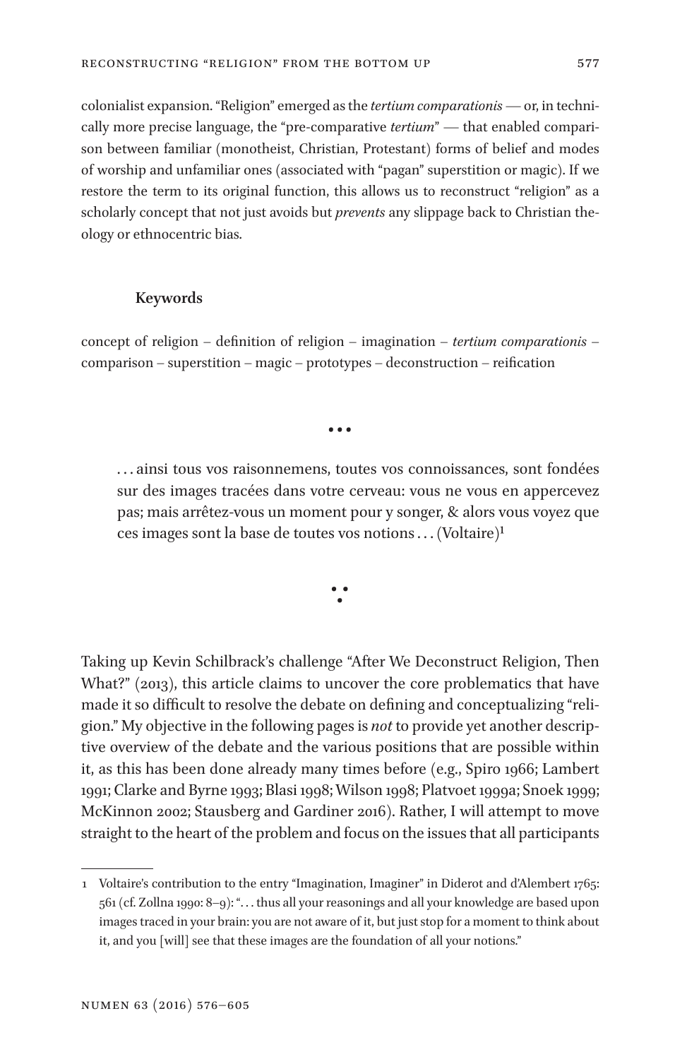colonialist expansion. "Religion" emerged as the *tertium comparationis* — or, in technically more precise language, the "pre-comparative *tertium*" — that enabled comparison between familiar (monotheist, Christian, Protestant) forms of belief and modes of worship and unfamiliar ones (associated with "pagan" superstition or magic). If we restore the term to its original function, this allows us to reconstruct "religion" as a scholarly concept that not just avoids but *prevents* any slippage back to Christian theology or ethnocentric bias.

**Keywords**

concept of religion – definition of religion – imagination – *tertium comparationis* – comparison – superstition – magic – prototypes – deconstruction – reification

• • •

> . . . ainsi tous vos raisonnemens, toutes vos connoissances, sont fondées sur des images tracées dans votre cerveau: vous ne vous en appercevez pas; mais arrêtez-vous un moment pour y songer, & alors vous voyez que ces images sont la base de toutes vos notions . . . (Voltaire)[1]

∴

Taking up Kevin Schilbrack's challenge "After We Deconstruct Religion, Then What?" (2013), this article claims to uncover the core problematics that have made it so difficult to resolve the debate on defining and conceptualizing "religion." My objective in the following pages is *not* to provide yet another descriptive overview of the debate and the various positions that are possible within it, as this has been done already many times before (e.g., Spiro 1966; Lambert 1991; Clarke and Byrne 1993; Blasi 1998; Wilson 1998; Platvoet 1999a; Snoek 1999; McKinnon 2002; Stausberg and Gardiner 2016). Rather, I will attempt to move straight to the heart of the problem and focus on the issues that all participants

1 Voltaire's contribution to the entry "Imagination, Imaginer" in Diderot and d'Alembert 1765: 561 (cf. Zollna 1990: 8–9): ". . . thus all your reasonings and all your knowledge are based upon images traced in your brain: you are not aware of it, but just stop for a moment to think about it, and you [will] see that these images are the foundation of all your notions."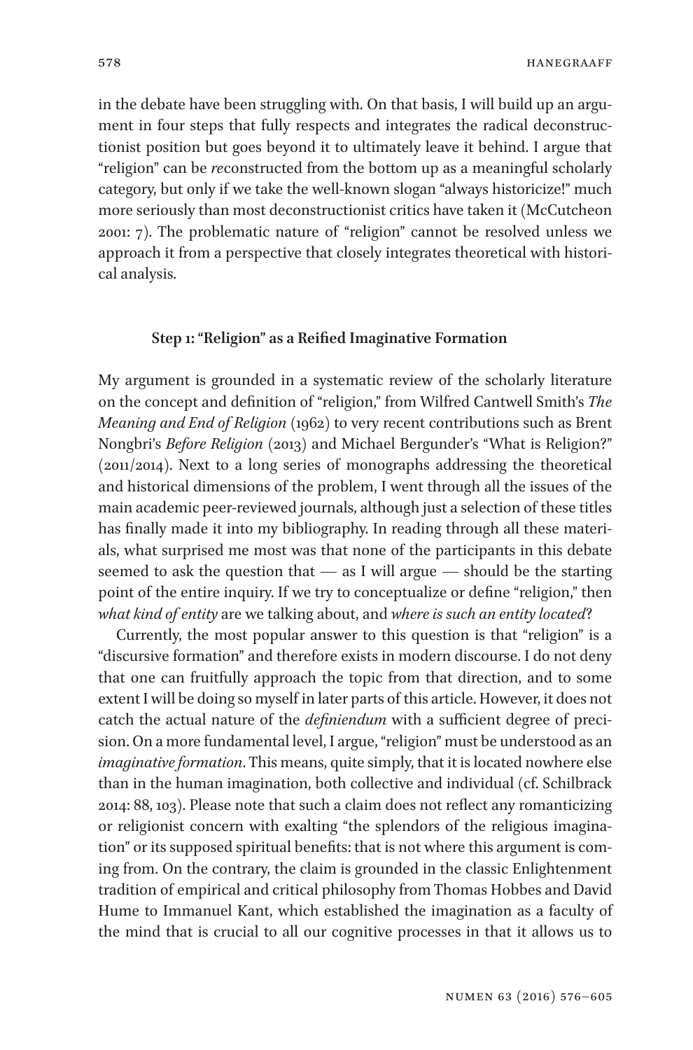in the debate have been struggling with. On that basis, I will build up an argument in four steps that fully respects and integrates the radical deconstructionist position but goes beyond it to ultimately leave it behind. I argue that "religion" can be *re*constructed from the bottom up as a meaningful scholarly category, but only if we take the well-known slogan "always historicize!" much more seriously than most deconstructionist critics have taken it (McCutcheon 2001: 7). The problematic nature of "religion" cannot be resolved unless we approach it from a perspective that closely integrates theoretical with historical analysis.

### Step 1: "Religion" as a Reified Imaginative Formation

My argument is grounded in a systematic review of the scholarly literature on the concept and definition of "religion," from Wilfred Cantwell Smith's *The Meaning and End of Religion* (1962) to very recent contributions such as Brent Nongbri's *Before Religion* (2013) and Michael Bergunder's "What is Religion?" (2011/2014). Next to a long series of monographs addressing the theoretical and historical dimensions of the problem, I went through all the issues of the main academic peer-reviewed journals, although just a selection of these titles has finally made it into my bibliography. In reading through all these materials, what surprised me most was that none of the participants in this debate seemed to ask the question that — as I will argue — should be the starting point of the entire inquiry. If we try to conceptualize or define "religion," then *what kind of entity* are we talking about, and *where is such an entity located*?

Currently, the most popular answer to this question is that "religion" is a "discursive formation" and therefore exists in modern discourse. I do not deny that one can fruitfully approach the topic from that direction, and to some extent I will be doing so myself in later parts of this article. However, it does not catch the actual nature of the *definiendum* with a sufficient degree of precision. On a more fundamental level, I argue, "religion" must be understood as an *imaginative formation*. This means, quite simply, that it is located nowhere else than in the human imagination, both collective and individual (cf. Schilbrack 2014: 88, 103). Please note that such a claim does not reflect any romanticizing or religionist concern with exalting "the splendors of the religious imagination" or its supposed spiritual benefits: that is not where this argument is coming from. On the contrary, the claim is grounded in the classic Enlightenment tradition of empirical and critical philosophy from Thomas Hobbes and David Hume to Immanuel Kant, which established the imagination as a faculty of the mind that is crucial to all our cognitive processes in that it allows us to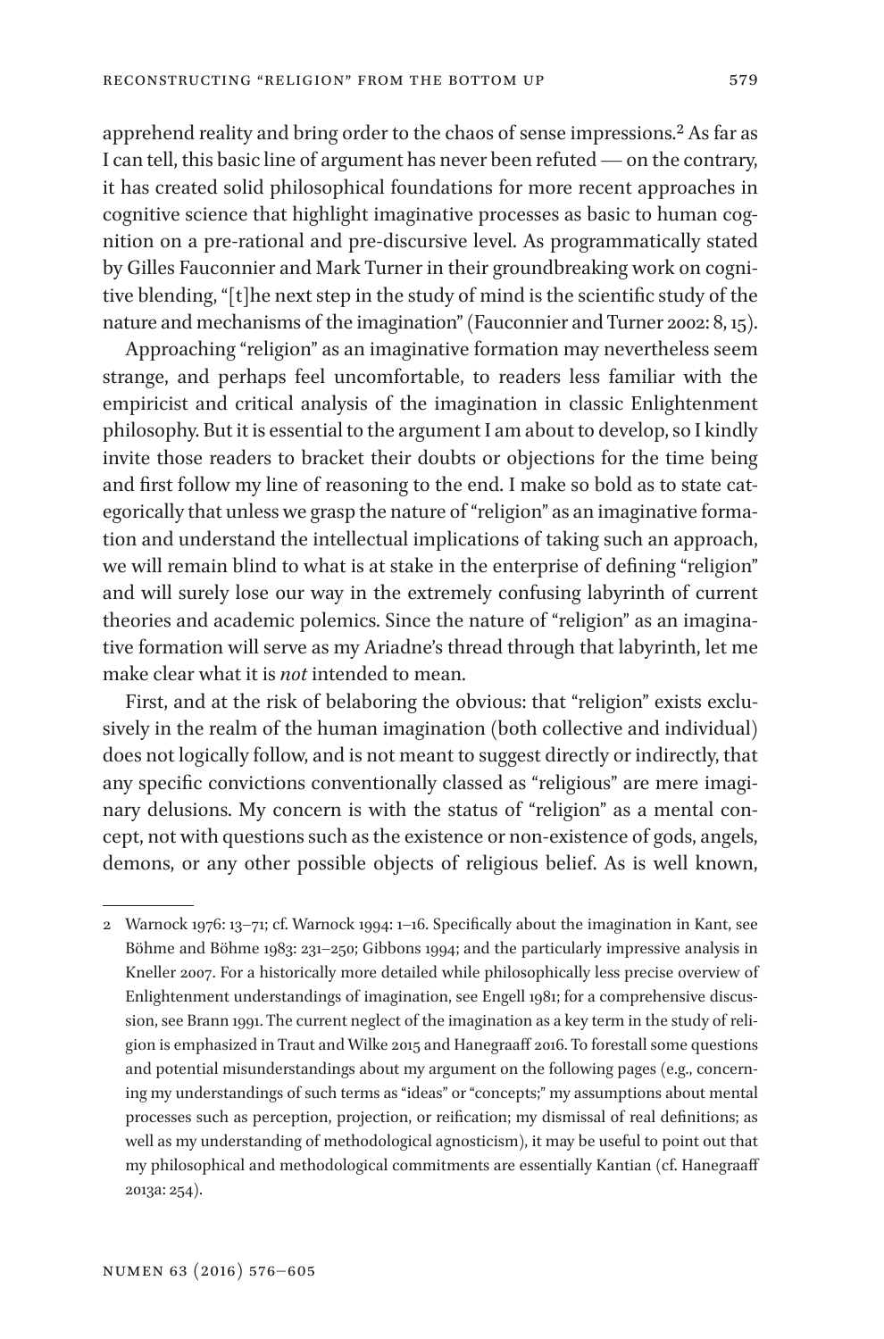apprehend reality and bring order to the chaos of sense impressions.[2] As far as I can tell, this basic line of argument has never been refuted — on the contrary, it has created solid philosophical foundations for more recent approaches in cognitive science that highlight imaginative processes as basic to human cognition on a pre-rational and pre-discursive level. As programmatically stated by Gilles Fauconnier and Mark Turner in their groundbreaking work on cognitive blending, "[t]he next step in the study of mind is the scientific study of the nature and mechanisms of the imagination" (Fauconnier and Turner 2002: 8, 15).

Approaching "religion" as an imaginative formation may nevertheless seem strange, and perhaps feel uncomfortable, to readers less familiar with the empiricist and critical analysis of the imagination in classic Enlightenment philosophy. But it is essential to the argument I am about to develop, so I kindly invite those readers to bracket their doubts or objections for the time being and first follow my line of reasoning to the end. I make so bold as to state categorically that unless we grasp the nature of "religion" as an imaginative formation and understand the intellectual implications of taking such an approach, we will remain blind to what is at stake in the enterprise of defining "religion" and will surely lose our way in the extremely confusing labyrinth of current theories and academic polemics. Since the nature of "religion" as an imaginative formation will serve as my Ariadne's thread through that labyrinth, let me make clear what it is *not* intended to mean.

First, and at the risk of belaboring the obvious: that "religion" exists exclusively in the realm of the human imagination (both collective and individual) does not logically follow, and is not meant to suggest directly or indirectly, that any specific convictions conventionally classed as "religious" are mere imaginary delusions. My concern is with the status of "religion" as a mental concept, not with questions such as the existence or non-existence of gods, angels, demons, or any other possible objects of religious belief. As is well known,

---

2 Warnock 1976: 13–71; cf. Warnock 1994: 1–16. Specifically about the imagination in Kant, see Böhme and Böhme 1983: 231–250; Gibbons 1994; and the particularly impressive analysis in Kneller 2007. For a historically more detailed while philosophically less precise overview of Enlightenment understandings of imagination, see Engell 1981; for a comprehensive discussion, see Brann 1991. The current neglect of the imagination as a key term in the study of religion is emphasized in Traut and Wilke 2015 and Hanegraaff 2016. To forestall some questions and potential misunderstandings about my argument on the following pages (e.g., concerning my understandings of such terms as "ideas" or "concepts;" my assumptions about mental processes such as perception, projection, or reification; my dismissal of real definitions; as well as my understanding of methodological agnosticism), it may be useful to point out that my philosophical and methodological commitments are essentially Kantian (cf. Hanegraaff 2013a: 254).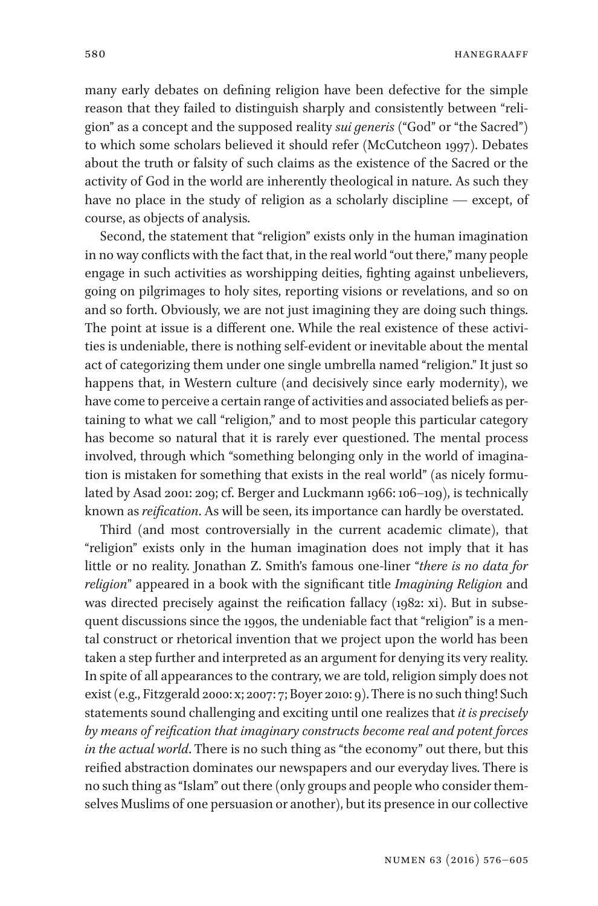many early debates on defining religion have been defective for the simple reason that they failed to distinguish sharply and consistently between "religion" as a concept and the supposed reality *sui generis* ("God" or "the Sacred") to which some scholars believed it should refer (McCutcheon 1997). Debates about the truth or falsity of such claims as the existence of the Sacred or the activity of God in the world are inherently theological in nature. As such they have no place in the study of religion as a scholarly discipline — except, of course, as objects of analysis.

Second, the statement that "religion" exists only in the human imagination in no way conflicts with the fact that, in the real world "out there," many people engage in such activities as worshipping deities, fighting against unbelievers, going on pilgrimages to holy sites, reporting visions or revelations, and so on and so forth. Obviously, we are not just imagining they are doing such things. The point at issue is a different one. While the real existence of these activities is undeniable, there is nothing self-evident or inevitable about the mental act of categorizing them under one single umbrella named "religion." It just so happens that, in Western culture (and decisively since early modernity), we have come to perceive a certain range of activities and associated beliefs as pertaining to what we call "religion," and to most people this particular category has become so natural that it is rarely ever questioned. The mental process involved, through which "something belonging only in the world of imagination is mistaken for something that exists in the real world" (as nicely formulated by Asad 2001: 209; cf. Berger and Luckmann 1966: 106–109), is technically known as *reification*. As will be seen, its importance can hardly be overstated.

Third (and most controversially in the current academic climate), that "religion" exists only in the human imagination does not imply that it has little or no reality. Jonathan Z. Smith's famous one-liner "*there is no data for religion*" appeared in a book with the significant title *Imagining Religion* and was directed precisely against the reification fallacy (1982: xi). But in subsequent discussions since the 1990s, the undeniable fact that "religion" is a mental construct or rhetorical invention that we project upon the world has been taken a step further and interpreted as an argument for denying its very reality. In spite of all appearances to the contrary, we are told, religion simply does not exist (e.g., Fitzgerald 2000: x; 2007: 7; Boyer 2010: 9). There is no such thing! Such statements sound challenging and exciting until one realizes that *it is precisely by means of reification that imaginary constructs become real and potent forces in the actual world*. There is no such thing as "the economy" out there, but this reified abstraction dominates our newspapers and our everyday lives. There is no such thing as "Islam" out there (only groups and people who consider themselves Muslims of one persuasion or another), but its presence in our collective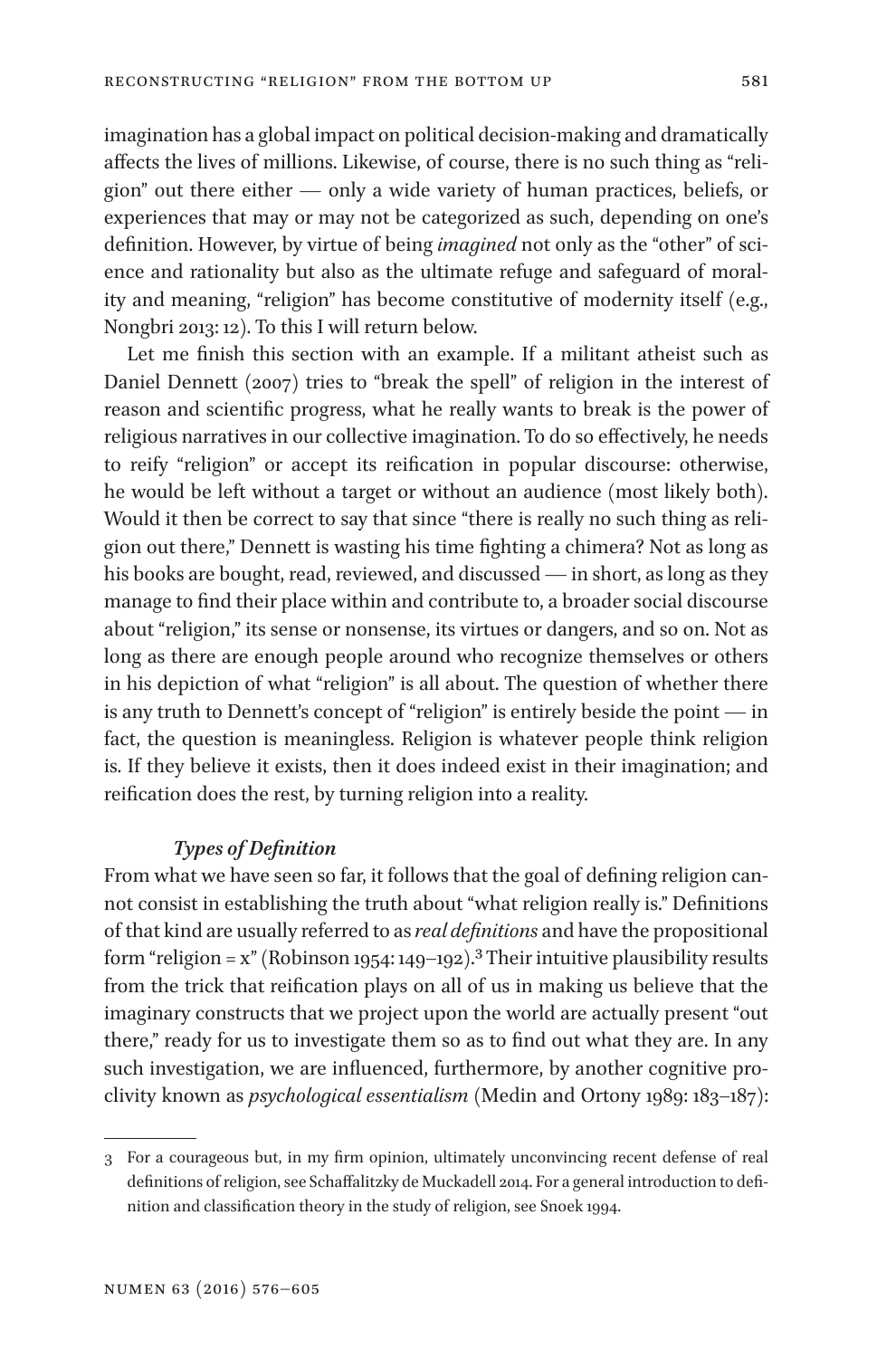imagination has a global impact on political decision-making and dramatically affects the lives of millions. Likewise, of course, there is no such thing as "religion" out there either — only a wide variety of human practices, beliefs, or experiences that may or may not be categorized as such, depending on one's definition. However, by virtue of being *imagined* not only as the "other" of science and rationality but also as the ultimate refuge and safeguard of morality and meaning, "religion" has become constitutive of modernity itself (e.g., Nongbri 2013: 12). To this I will return below.

Let me finish this section with an example. If a militant atheist such as Daniel Dennett (2007) tries to "break the spell" of religion in the interest of reason and scientific progress, what he really wants to break is the power of religious narratives in our collective imagination. To do so effectively, he needs to reify "religion" or accept its reification in popular discourse: otherwise, he would be left without a target or without an audience (most likely both). Would it then be correct to say that since "there is really no such thing as religion out there," Dennett is wasting his time fighting a chimera? Not as long as his books are bought, read, reviewed, and discussed — in short, as long as they manage to find their place within and contribute to, a broader social discourse about "religion," its sense or nonsense, its virtues or dangers, and so on. Not as long as there are enough people around who recognize themselves or others in his depiction of what "religion" is all about. The question of whether there is any truth to Dennett's concept of "religion" is entirely beside the point — in fact, the question is meaningless. Religion is whatever people think religion is. If they believe it exists, then it does indeed exist in their imagination; and reification does the rest, by turning religion into a reality.

### *Types of Definition*

From what we have seen so far, it follows that the goal of defining religion cannot consist in establishing the truth about "what religion really is." Definitions of that kind are usually referred to as *real definitions* and have the propositional form "religion = x" (Robinson 1954: 149–192).[3] Their intuitive plausibility results from the trick that reification plays on all of us in making us believe that the imaginary constructs that we project upon the world are actually present "out there," ready for us to investigate them so as to find out what they are. In any such investigation, we are influenced, furthermore, by another cognitive proclivity known as *psychological essentialism* (Medin and Ortony 1989: 183–187):

3 For a courageous but, in my firm opinion, ultimately unconvincing recent defense of real definitions of religion, see Schaffalitzky de Muckadell 2014. For a general introduction to definition and classification theory in the study of religion, see Snoek 1994.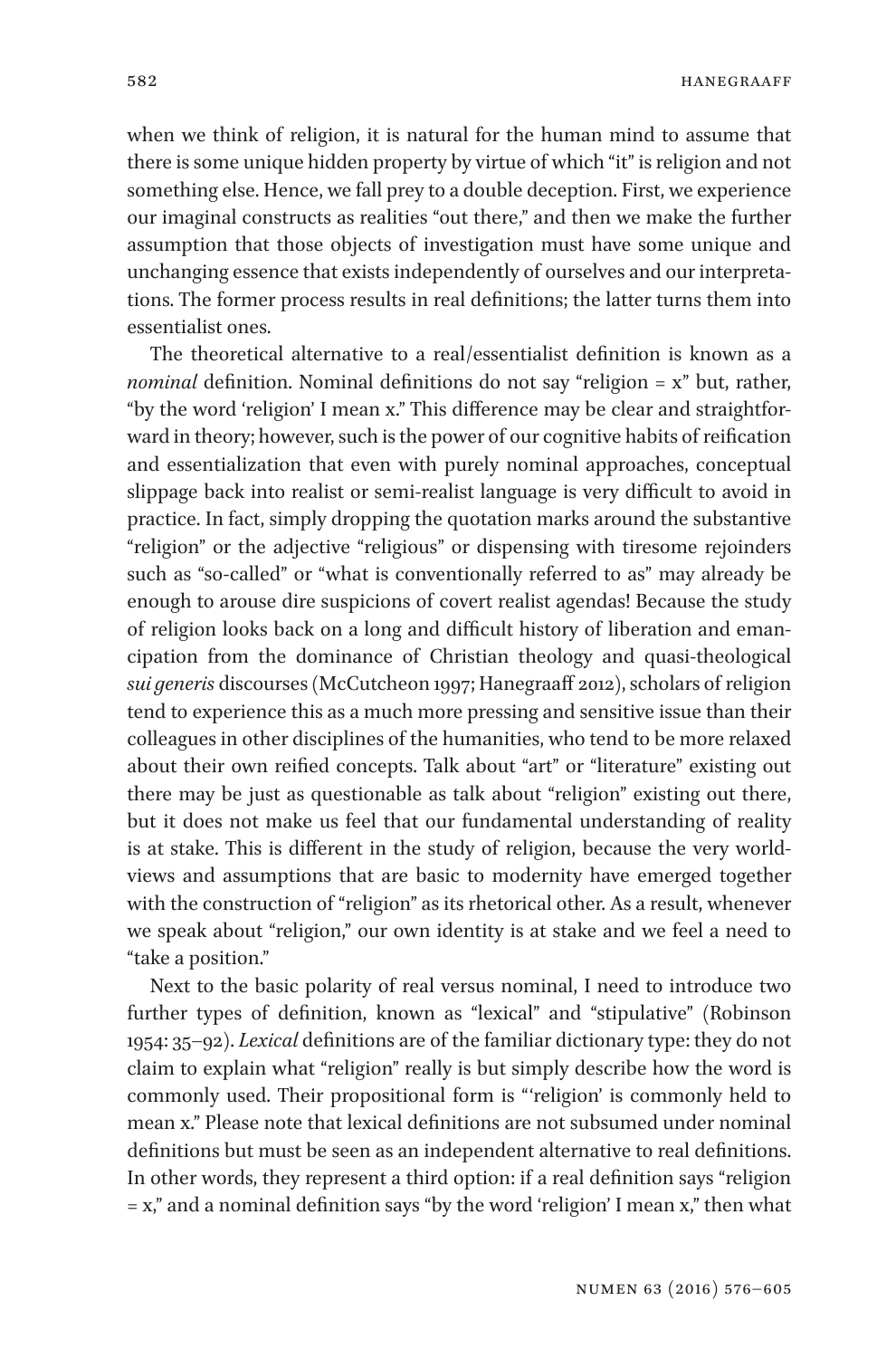when we think of religion, it is natural for the human mind to assume that there is some unique hidden property by virtue of which "it" is religion and not something else. Hence, we fall prey to a double deception. First, we experience our imaginal constructs as realities "out there," and then we make the further assumption that those objects of investigation must have some unique and unchanging essence that exists independently of ourselves and our interpretations. The former process results in real definitions; the latter turns them into essentialist ones.

The theoretical alternative to a real/essentialist definition is known as a *nominal* definition. Nominal definitions do not say "religion = x" but, rather, "by the word 'religion' I mean x." This difference may be clear and straightforward in theory; however, such is the power of our cognitive habits of reification and essentialization that even with purely nominal approaches, conceptual slippage back into realist or semi-realist language is very difficult to avoid in practice. In fact, simply dropping the quotation marks around the substantive "religion" or the adjective "religious" or dispensing with tiresome rejoinders such as "so-called" or "what is conventionally referred to as" may already be enough to arouse dire suspicions of covert realist agendas! Because the study of religion looks back on a long and difficult history of liberation and emancipation from the dominance of Christian theology and quasi-theological *sui generis* discourses (McCutcheon 1997; Hanegraaff 2012), scholars of religion tend to experience this as a much more pressing and sensitive issue than their colleagues in other disciplines of the humanities, who tend to be more relaxed about their own reified concepts. Talk about "art" or "literature" existing out there may be just as questionable as talk about "religion" existing out there, but it does not make us feel that our fundamental understanding of reality is at stake. This is different in the study of religion, because the very worldviews and assumptions that are basic to modernity have emerged together with the construction of "religion" as its rhetorical other. As a result, whenever we speak about "religion," our own identity is at stake and we feel a need to "take a position."

Next to the basic polarity of real versus nominal, I need to introduce two further types of definition, known as "lexical" and "stipulative" (Robinson 1954: 35–92). *Lexical* definitions are of the familiar dictionary type: they do not claim to explain what "religion" really is but simply describe how the word is commonly used. Their propositional form is "'religion' is commonly held to mean x." Please note that lexical definitions are not subsumed under nominal definitions but must be seen as an independent alternative to real definitions. In other words, they represent a third option: if a real definition says "religion = x," and a nominal definition says "by the word 'religion' I mean x," then what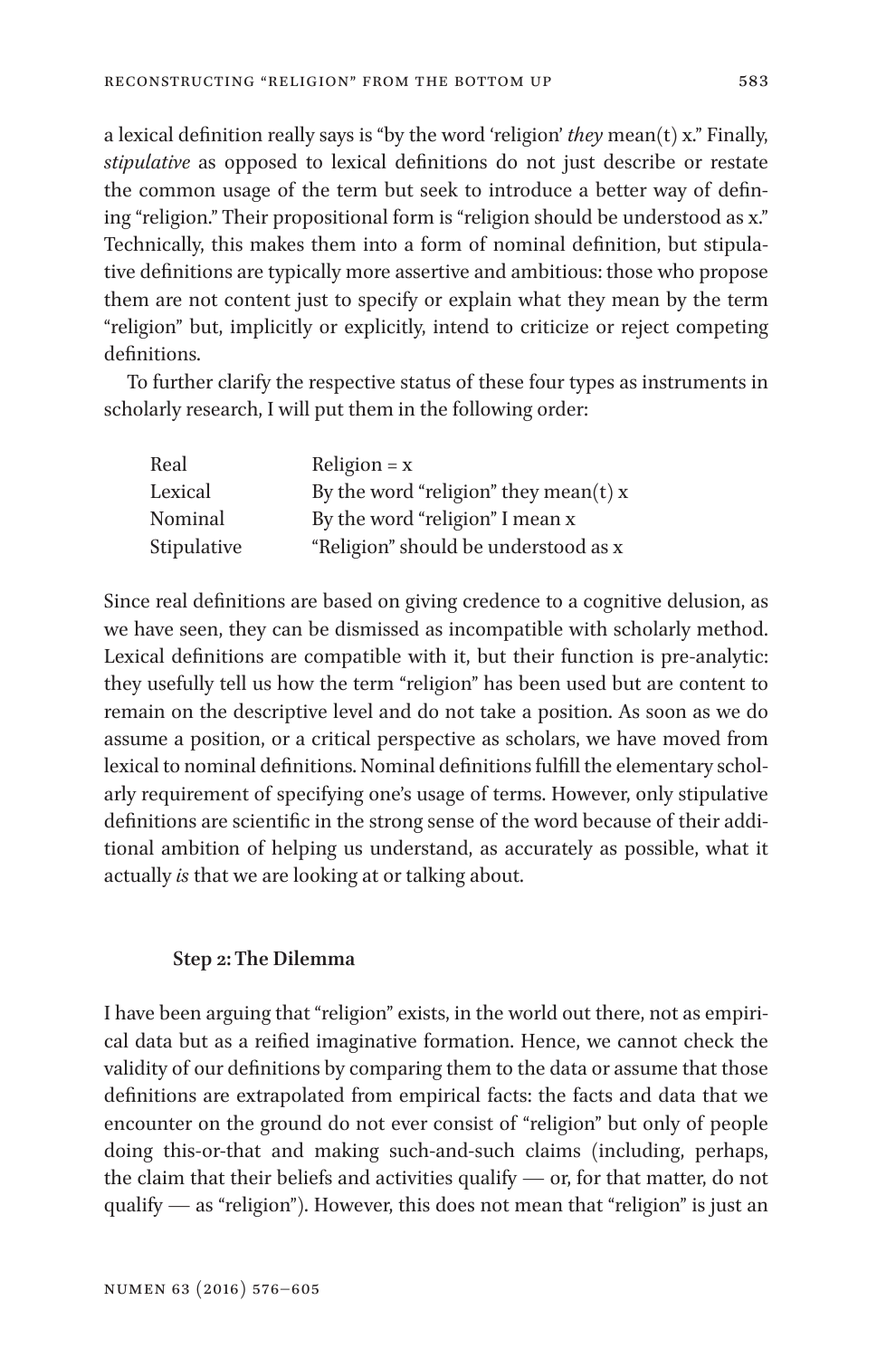a lexical definition really says is "by the word 'religion' *they* mean(t) x." Finally, *stipulative* as opposed to lexical definitions do not just describe or restate the common usage of the term but seek to introduce a better way of defining "religion." Their propositional form is "religion should be understood as x." Technically, this makes them into a form of nominal definition, but stipulative definitions are typically more assertive and ambitious: those who propose them are not content just to specify or explain what they mean by the term "religion" but, implicitly or explicitly, intend to criticize or reject competing definitions.

To further clarify the respective status of these four types as instruments in scholarly research, I will put them in the following order:

| | |
|---|---|
| Real | Religion = x |
| Lexical | By the word "religion" they mean(t) x |
| Nominal | By the word "religion" I mean x |
| Stipulative | "Religion" should be understood as x |

Since real definitions are based on giving credence to a cognitive delusion, as we have seen, they can be dismissed as incompatible with scholarly method. Lexical definitions are compatible with it, but their function is pre-analytic: they usefully tell us how the term "religion" has been used but are content to remain on the descriptive level and do not take a position. As soon as we do assume a position, or a critical perspective as scholars, we have moved from lexical to nominal definitions. Nominal definitions fulfill the elementary scholarly requirement of specifying one's usage of terms. However, only stipulative definitions are scientific in the strong sense of the word because of their additional ambition of helping us understand, as accurately as possible, what it actually *is* that we are looking at or talking about.

### Step 2: The Dilemma

I have been arguing that "religion" exists, in the world out there, not as empirical data but as a reified imaginative formation. Hence, we cannot check the validity of our definitions by comparing them to the data or assume that those definitions are extrapolated from empirical facts: the facts and data that we encounter on the ground do not ever consist of "religion" but only of people doing this-or-that and making such-and-such claims (including, perhaps, the claim that their beliefs and activities qualify — or, for that matter, do not qualify — as "religion"). However, this does not mean that "religion" is just an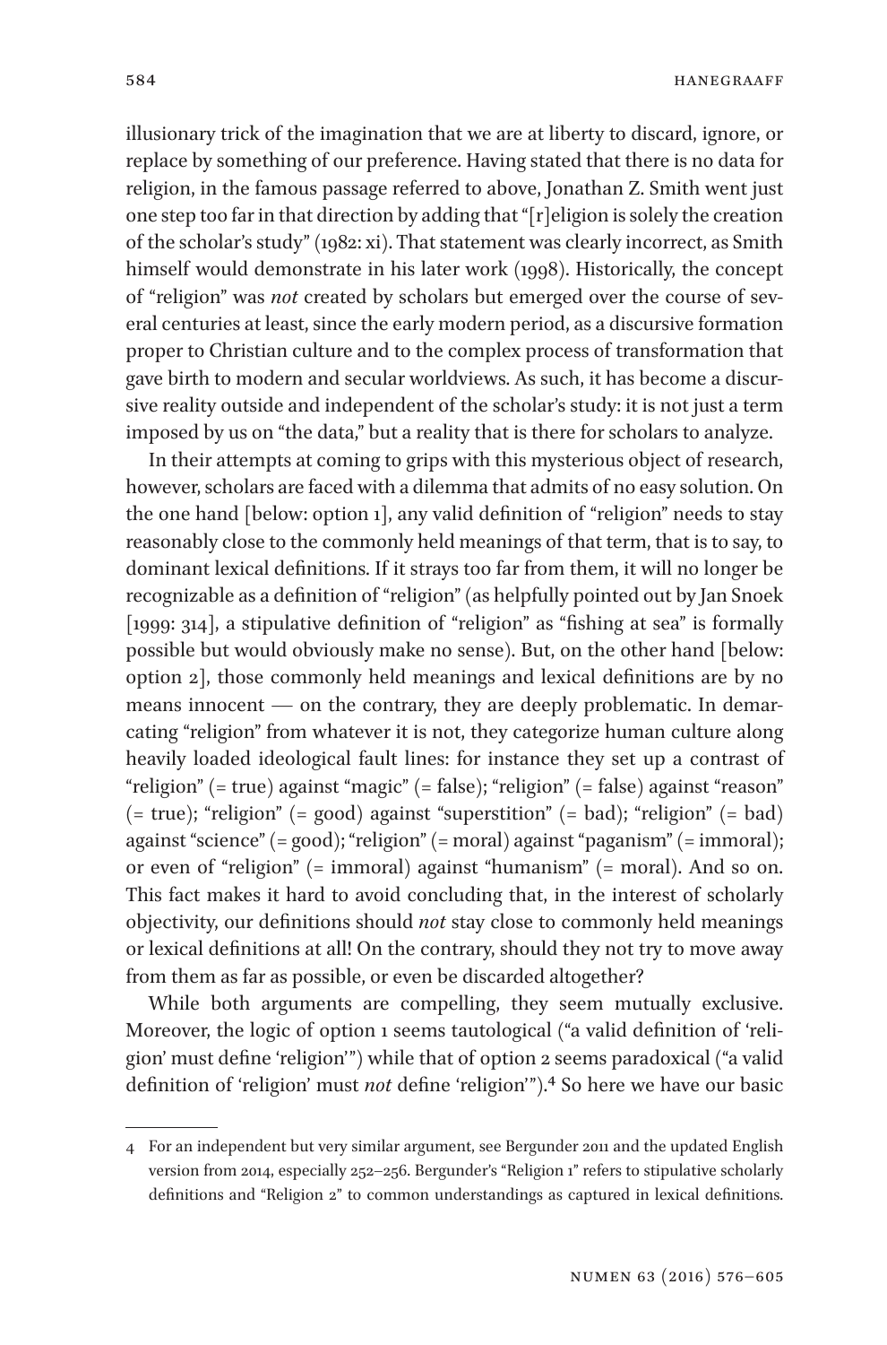illusionary trick of the imagination that we are at liberty to discard, ignore, or replace by something of our preference. Having stated that there is no data for religion, in the famous passage referred to above, Jonathan Z. Smith went just one step too far in that direction by adding that "[r]eligion is solely the creation of the scholar's study" (1982: xi). That statement was clearly incorrect, as Smith himself would demonstrate in his later work (1998). Historically, the concept of "religion" was *not* created by scholars but emerged over the course of several centuries at least, since the early modern period, as a discursive formation proper to Christian culture and to the complex process of transformation that gave birth to modern and secular worldviews. As such, it has become a discursive reality outside and independent of the scholar's study: it is not just a term imposed by us on "the data," but a reality that is there for scholars to analyze.

In their attempts at coming to grips with this mysterious object of research, however, scholars are faced with a dilemma that admits of no easy solution. On the one hand [below: option 1], any valid definition of "religion" needs to stay reasonably close to the commonly held meanings of that term, that is to say, to dominant lexical definitions. If it strays too far from them, it will no longer be recognizable as a definition of "religion" (as helpfully pointed out by Jan Snoek [1999: 314], a stipulative definition of "religion" as "fishing at sea" is formally possible but would obviously make no sense). But, on the other hand [below: option 2], those commonly held meanings and lexical definitions are by no means innocent — on the contrary, they are deeply problematic. In demarcating "religion" from whatever it is not, they categorize human culture along heavily loaded ideological fault lines: for instance they set up a contrast of "religion" (= true) against "magic" (= false); "religion" (= false) against "reason" (= true); "religion" (= good) against "superstition" (= bad); "religion" (= bad) against "science" (= good); "religion" (= moral) against "paganism" (= immoral); or even of "religion" (= immoral) against "humanism" (= moral). And so on. This fact makes it hard to avoid concluding that, in the interest of scholarly objectivity, our definitions should *not* stay close to commonly held meanings or lexical definitions at all! On the contrary, should they not try to move away from them as far as possible, or even be discarded altogether?

While both arguments are compelling, they seem mutually exclusive. Moreover, the logic of option 1 seems tautological ("a valid definition of 'religion' must define 'religion'") while that of option 2 seems paradoxical ("a valid definition of 'religion' must *not* define 'religion'").[4] So here we have our basic

---

4 For an independent but very similar argument, see Bergunder 2011 and the updated English version from 2014, especially 252–256. Bergunder's "Religion 1" refers to stipulative scholarly definitions and "Religion 2" to common understandings as captured in lexical definitions.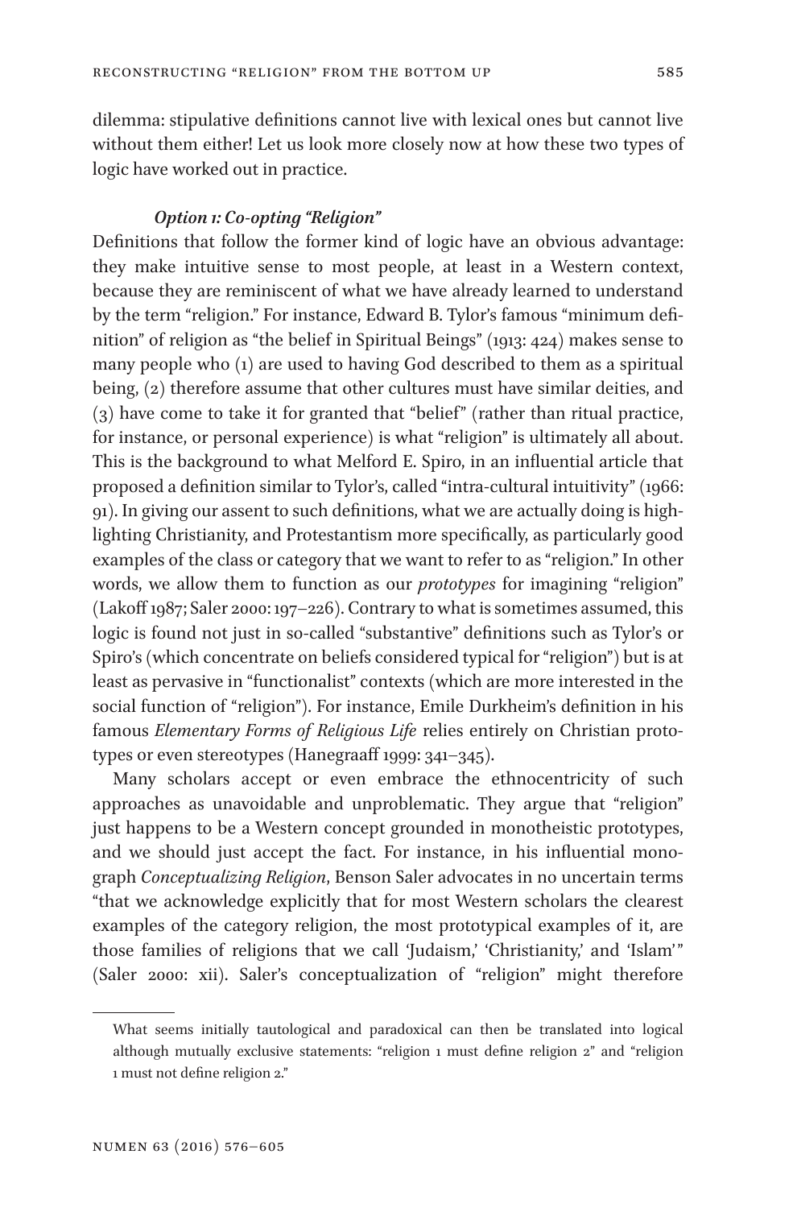dilemma: stipulative definitions cannot live with lexical ones but cannot live without them either! Let us look more closely now at how these two types of logic have worked out in practice.

### *Option 1: Co-opting "Religion"*

Definitions that follow the former kind of logic have an obvious advantage: they make intuitive sense to most people, at least in a Western context, because they are reminiscent of what we have already learned to understand by the term "religion." For instance, Edward B. Tylor's famous "minimum definition" of religion as "the belief in Spiritual Beings" (1913: 424) makes sense to many people who (1) are used to having God described to them as a spiritual being, (2) therefore assume that other cultures must have similar deities, and (3) have come to take it for granted that "belief" (rather than ritual practice, for instance, or personal experience) is what "religion" is ultimately all about. This is the background to what Melford E. Spiro, in an influential article that proposed a definition similar to Tylor's, called "intra-cultural intuitivity" (1966: 91). In giving our assent to such definitions, what we are actually doing is highlighting Christianity, and Protestantism more specifically, as particularly good examples of the class or category that we want to refer to as "religion." In other words, we allow them to function as our *prototypes* for imagining "religion" (Lakoff 1987; Saler 2000: 197–226). Contrary to what is sometimes assumed, this logic is found not just in so-called "substantive" definitions such as Tylor's or Spiro's (which concentrate on beliefs considered typical for "religion") but is at least as pervasive in "functionalist" contexts (which are more interested in the social function of "religion"). For instance, Emile Durkheim's definition in his famous *Elementary Forms of Religious Life* relies entirely on Christian prototypes or even stereotypes (Hanegraaff 1999: 341–345).

Many scholars accept or even embrace the ethnocentricity of such approaches as unavoidable and unproblematic. They argue that "religion" just happens to be a Western concept grounded in monotheistic prototypes, and we should just accept the fact. For instance, in his influential monograph *Conceptualizing Religion*, Benson Saler advocates in no uncertain terms "that we acknowledge explicitly that for most Western scholars the clearest examples of the category religion, the most prototypical examples of it, are those families of religions that we call 'Judaism,' 'Christianity,' and 'Islam'" (Saler 2000: xii). Saler's conceptualization of "religion" might therefore

---

What seems initially tautological and paradoxical can then be translated into logical although mutually exclusive statements: "religion 1 must define religion 2" and "religion 1 must not define religion 2."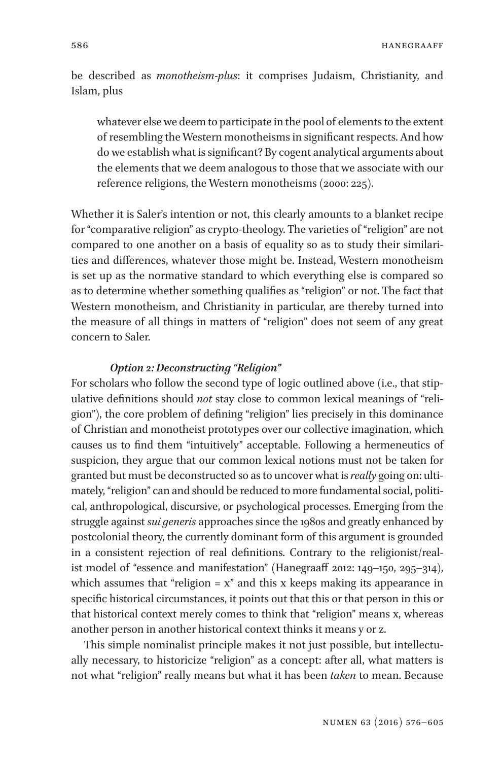be described as *monotheism-plus*: it comprises Judaism, Christianity, and Islam, plus

> whatever else we deem to participate in the pool of elements to the extent of resembling the Western monotheisms in significant respects. And how do we establish what is significant? By cogent analytical arguments about the elements that we deem analogous to those that we associate with our reference religions, the Western monotheisms (2000: 225).

Whether it is Saler's intention or not, this clearly amounts to a blanket recipe for "comparative religion" as crypto-theology. The varieties of "religion" are not compared to one another on a basis of equality so as to study their similarities and differences, whatever those might be. Instead, Western monotheism is set up as the normative standard to which everything else is compared so as to determine whether something qualifies as "religion" or not. The fact that Western monotheism, and Christianity in particular, are thereby turned into the measure of all things in matters of "religion" does not seem of any great concern to Saler.

### *Option 2: Deconstructing "Religion"*

For scholars who follow the second type of logic outlined above (i.e., that stipulative definitions should *not* stay close to common lexical meanings of "religion"), the core problem of defining "religion" lies precisely in this dominance of Christian and monotheist prototypes over our collective imagination, which causes us to find them "intuitively" acceptable. Following a hermeneutics of suspicion, they argue that our common lexical notions must not be taken for granted but must be deconstructed so as to uncover what is *really* going on: ultimately, "religion" can and should be reduced to more fundamental social, political, anthropological, discursive, or psychological processes. Emerging from the struggle against *sui generis* approaches since the 1980s and greatly enhanced by postcolonial theory, the currently dominant form of this argument is grounded in a consistent rejection of real definitions. Contrary to the religionist/realist model of "essence and manifestation" (Hanegraaff 2012: 149–150, 295–314), which assumes that "religion = x" and this x keeps making its appearance in specific historical circumstances, it points out that this or that person in this or that historical context merely comes to think that "religion" means x, whereas another person in another historical context thinks it means y or z.

This simple nominalist principle makes it not just possible, but intellectually necessary, to historicize "religion" as a concept: after all, what matters is not what "religion" really means but what it has been *taken* to mean. Because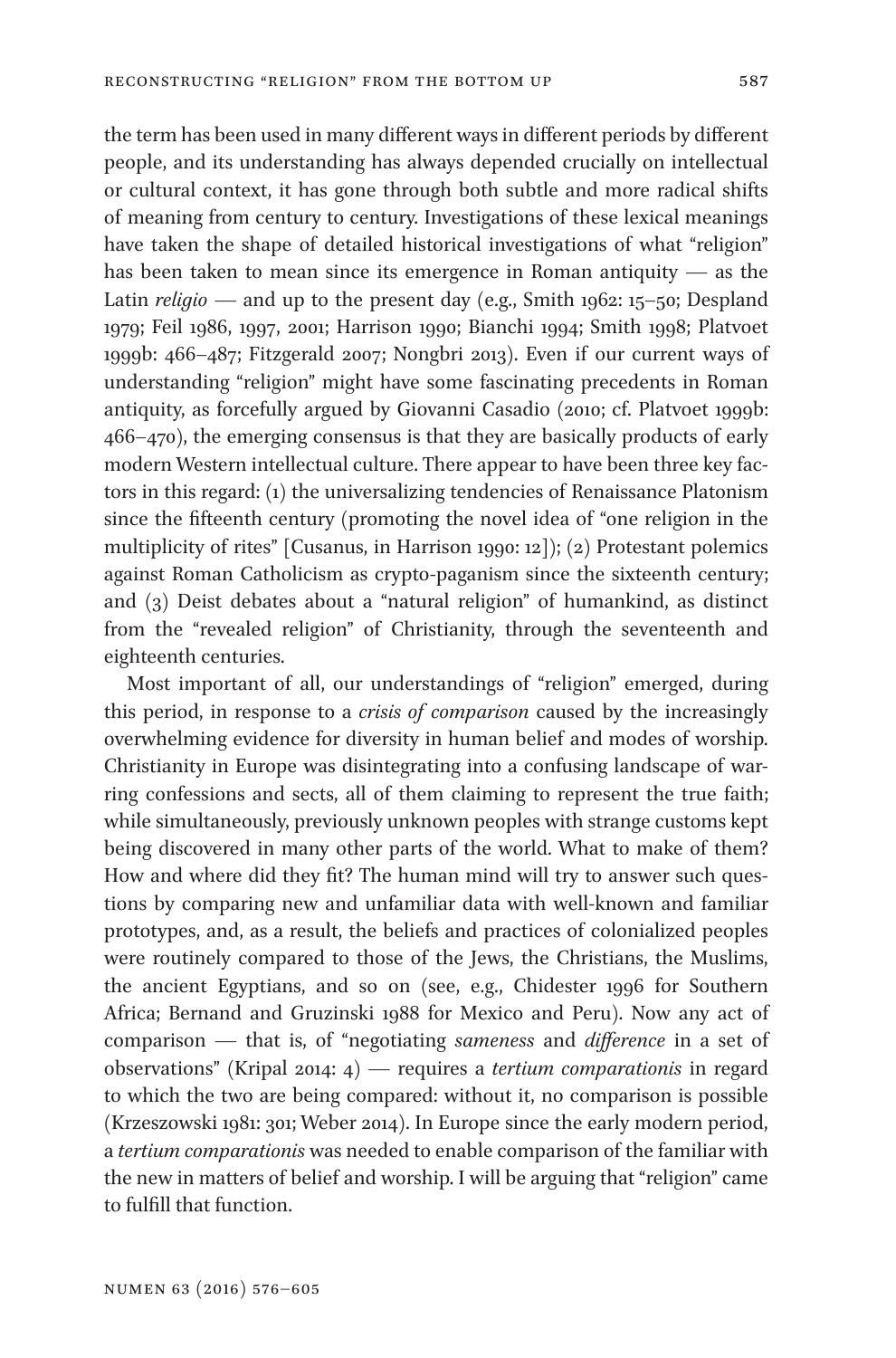the term has been used in many different ways in different periods by different people, and its understanding has always depended crucially on intellectual or cultural context, it has gone through both subtle and more radical shifts of meaning from century to century. Investigations of these lexical meanings have taken the shape of detailed historical investigations of what "religion" has been taken to mean since its emergence in Roman antiquity — as the Latin *religio* — and up to the present day (e.g., Smith 1962: 15–50; Despland 1979; Feil 1986, 1997, 2001; Harrison 1990; Bianchi 1994; Smith 1998; Platvoet 1999b: 466–487; Fitzgerald 2007; Nongbri 2013). Even if our current ways of understanding "religion" might have some fascinating precedents in Roman antiquity, as forcefully argued by Giovanni Casadio (2010; cf. Platvoet 1999b: 466–470), the emerging consensus is that they are basically products of early modern Western intellectual culture. There appear to have been three key factors in this regard: (1) the universalizing tendencies of Renaissance Platonism since the fifteenth century (promoting the novel idea of "one religion in the multiplicity of rites" [Cusanus, in Harrison 1990: 12]); (2) Protestant polemics against Roman Catholicism as crypto-paganism since the sixteenth century; and (3) Deist debates about a "natural religion" of humankind, as distinct from the "revealed religion" of Christianity, through the seventeenth and eighteenth centuries.

Most important of all, our understandings of "religion" emerged, during this period, in response to a *crisis of comparison* caused by the increasingly overwhelming evidence for diversity in human belief and modes of worship. Christianity in Europe was disintegrating into a confusing landscape of warring confessions and sects, all of them claiming to represent the true faith; while simultaneously, previously unknown peoples with strange customs kept being discovered in many other parts of the world. What to make of them? How and where did they fit? The human mind will try to answer such questions by comparing new and unfamiliar data with well-known and familiar prototypes, and, as a result, the beliefs and practices of colonialized peoples were routinely compared to those of the Jews, the Christians, the Muslims, the ancient Egyptians, and so on (see, e.g., Chidester 1996 for Southern Africa; Bernand and Gruzinski 1988 for Mexico and Peru). Now any act of comparison — that is, of "negotiating *sameness* and *difference* in a set of observations" (Kripal 2014: 4) — requires a *tertium comparationis* in regard to which the two are being compared: without it, no comparison is possible (Krzeszowski 1981: 301; Weber 2014). In Europe since the early modern period, a *tertium comparationis* was needed to enable comparison of the familiar with the new in matters of belief and worship. I will be arguing that "religion" came to fulfill that function.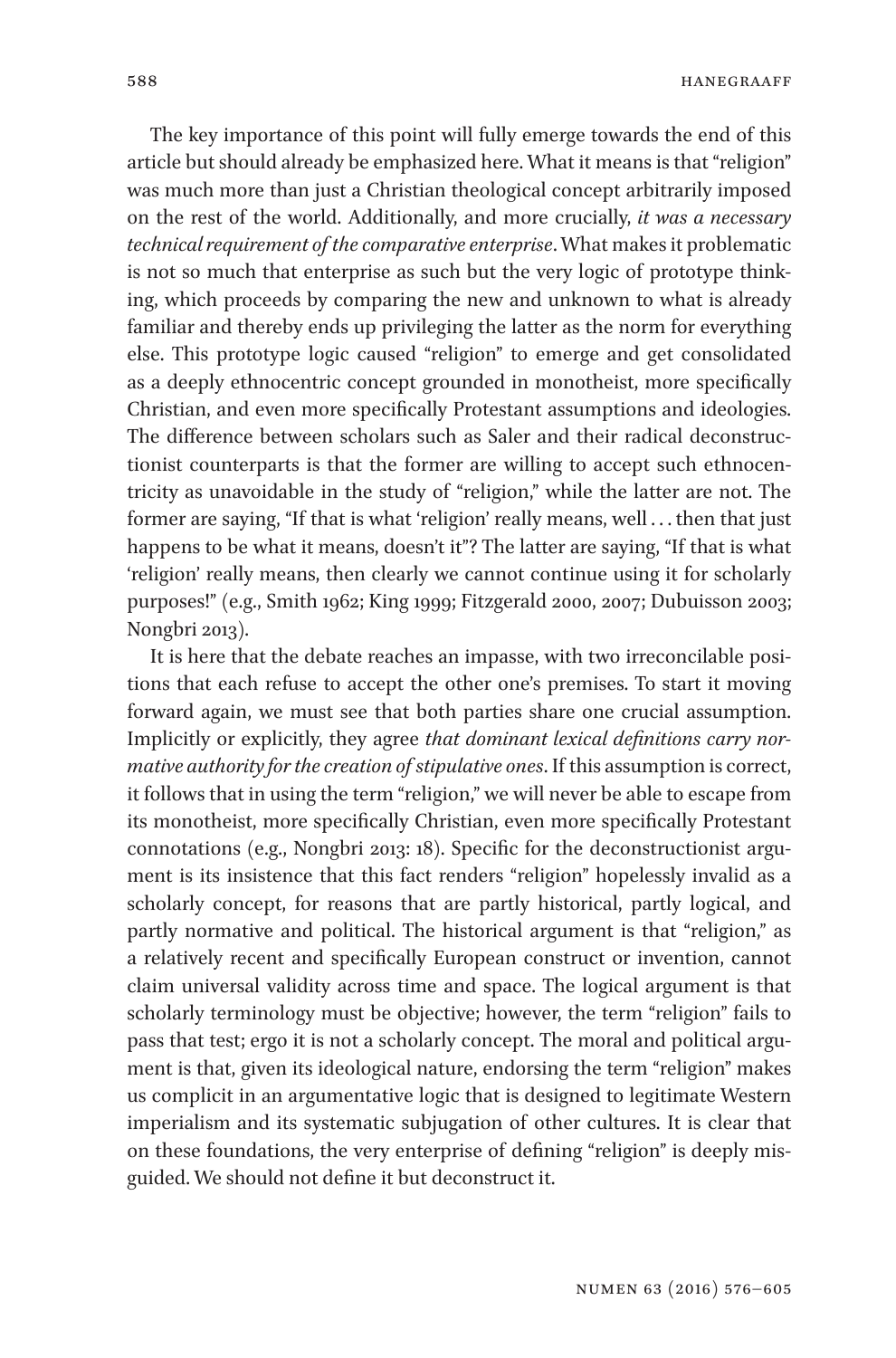The key importance of this point will fully emerge towards the end of this article but should already be emphasized here. What it means is that "religion" was much more than just a Christian theological concept arbitrarily imposed on the rest of the world. Additionally, and more crucially, *it was a necessary technical requirement of the comparative enterprise*. What makes it problematic is not so much that enterprise as such but the very logic of prototype thinking, which proceeds by comparing the new and unknown to what is already familiar and thereby ends up privileging the latter as the norm for everything else. This prototype logic caused "religion" to emerge and get consolidated as a deeply ethnocentric concept grounded in monotheist, more specifically Christian, and even more specifically Protestant assumptions and ideologies. The difference between scholars such as Saler and their radical deconstructionist counterparts is that the former are willing to accept such ethnocentricity as unavoidable in the study of "religion," while the latter are not. The former are saying, "If that is what 'religion' really means, well . . . then that just happens to be what it means, doesn't it"? The latter are saying, "If that is what 'religion' really means, then clearly we cannot continue using it for scholarly purposes!" (e.g., Smith 1962; King 1999; Fitzgerald 2000, 2007; Dubuisson 2003; Nongbri 2013).

It is here that the debate reaches an impasse, with two irreconcilable positions that each refuse to accept the other one's premises. To start it moving forward again, we must see that both parties share one crucial assumption. Implicitly or explicitly, they agree *that dominant lexical definitions carry normative authority for the creation of stipulative ones*. If this assumption is correct, it follows that in using the term "religion," we will never be able to escape from its monotheist, more specifically Christian, even more specifically Protestant connotations (e.g., Nongbri 2013: 18). Specific for the deconstructionist argument is its insistence that this fact renders "religion" hopelessly invalid as a scholarly concept, for reasons that are partly historical, partly logical, and partly normative and political. The historical argument is that "religion," as a relatively recent and specifically European construct or invention, cannot claim universal validity across time and space. The logical argument is that scholarly terminology must be objective; however, the term "religion" fails to pass that test; ergo it is not a scholarly concept. The moral and political argument is that, given its ideological nature, endorsing the term "religion" makes us complicit in an argumentative logic that is designed to legitimate Western imperialism and its systematic subjugation of other cultures. It is clear that on these foundations, the very enterprise of defining "religion" is deeply misguided. We should not define it but deconstruct it.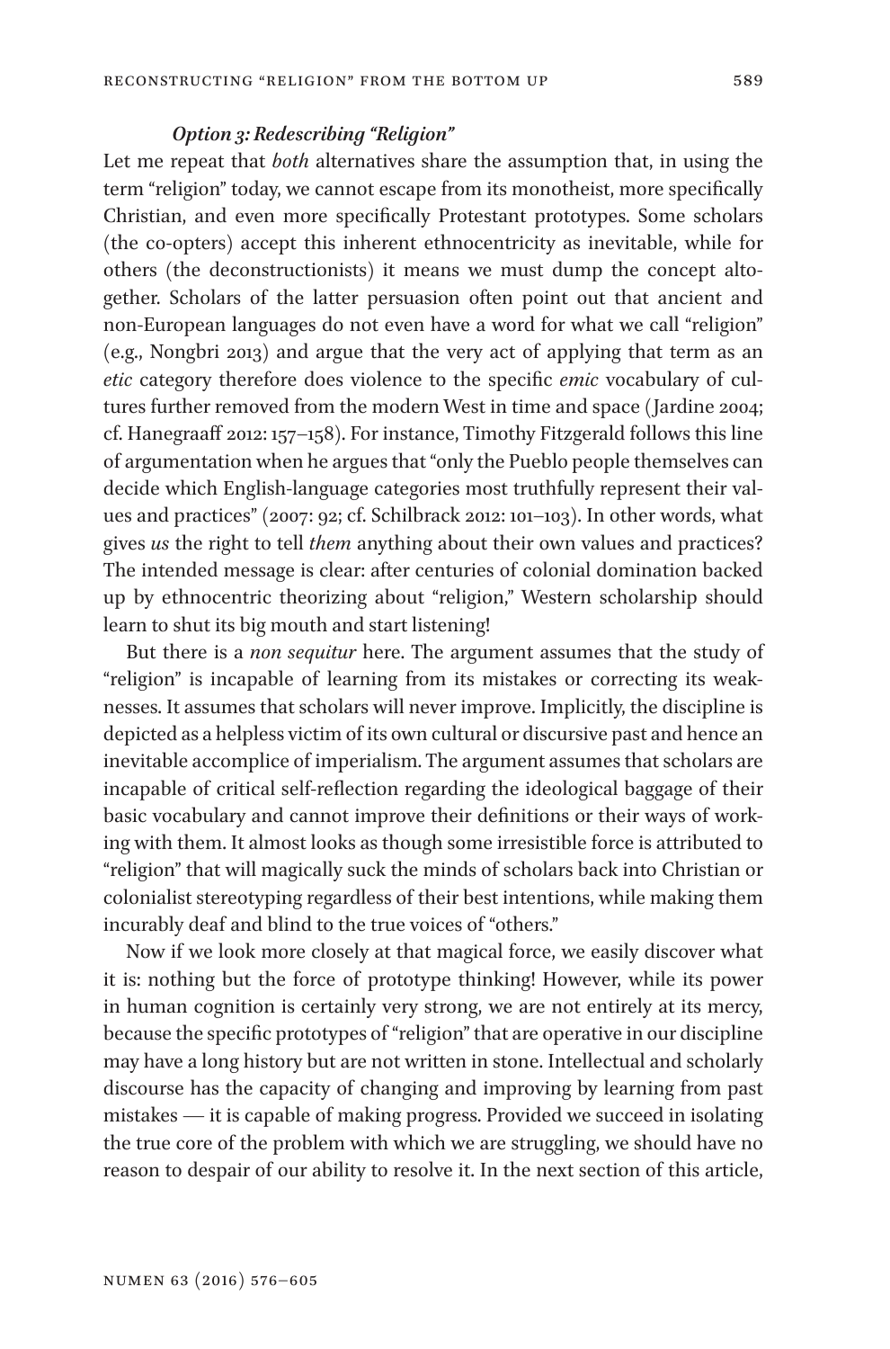### *Option 3: Redescribing "Religion"*

Let me repeat that *both* alternatives share the assumption that, in using the term "religion" today, we cannot escape from its monotheist, more specifically Christian, and even more specifically Protestant prototypes. Some scholars (the co-opters) accept this inherent ethnocentricity as inevitable, while for others (the deconstructionists) it means we must dump the concept altogether. Scholars of the latter persuasion often point out that ancient and non-European languages do not even have a word for what we call "religion" (e.g., Nongbri 2013) and argue that the very act of applying that term as an *etic* category therefore does violence to the specific *emic* vocabulary of cultures further removed from the modern West in time and space (Jardine 2004; cf. Hanegraaff 2012: 157–158). For instance, Timothy Fitzgerald follows this line of argumentation when he argues that "only the Pueblo people themselves can decide which English-language categories most truthfully represent their values and practices" (2007: 92; cf. Schilbrack 2012: 101–103). In other words, what gives *us* the right to tell *them* anything about their own values and practices? The intended message is clear: after centuries of colonial domination backed up by ethnocentric theorizing about "religion," Western scholarship should learn to shut its big mouth and start listening!

But there is a *non sequitur* here. The argument assumes that the study of "religion" is incapable of learning from its mistakes or correcting its weaknesses. It assumes that scholars will never improve. Implicitly, the discipline is depicted as a helpless victim of its own cultural or discursive past and hence an inevitable accomplice of imperialism. The argument assumes that scholars are incapable of critical self-reflection regarding the ideological baggage of their basic vocabulary and cannot improve their definitions or their ways of working with them. It almost looks as though some irresistible force is attributed to "religion" that will magically suck the minds of scholars back into Christian or colonialist stereotyping regardless of their best intentions, while making them incurably deaf and blind to the true voices of "others."

Now if we look more closely at that magical force, we easily discover what it is: nothing but the force of prototype thinking! However, while its power in human cognition is certainly very strong, we are not entirely at its mercy, because the specific prototypes of "religion" that are operative in our discipline may have a long history but are not written in stone. Intellectual and scholarly discourse has the capacity of changing and improving by learning from past mistakes — it is capable of making progress. Provided we succeed in isolating the true core of the problem with which we are struggling, we should have no reason to despair of our ability to resolve it. In the next section of this article,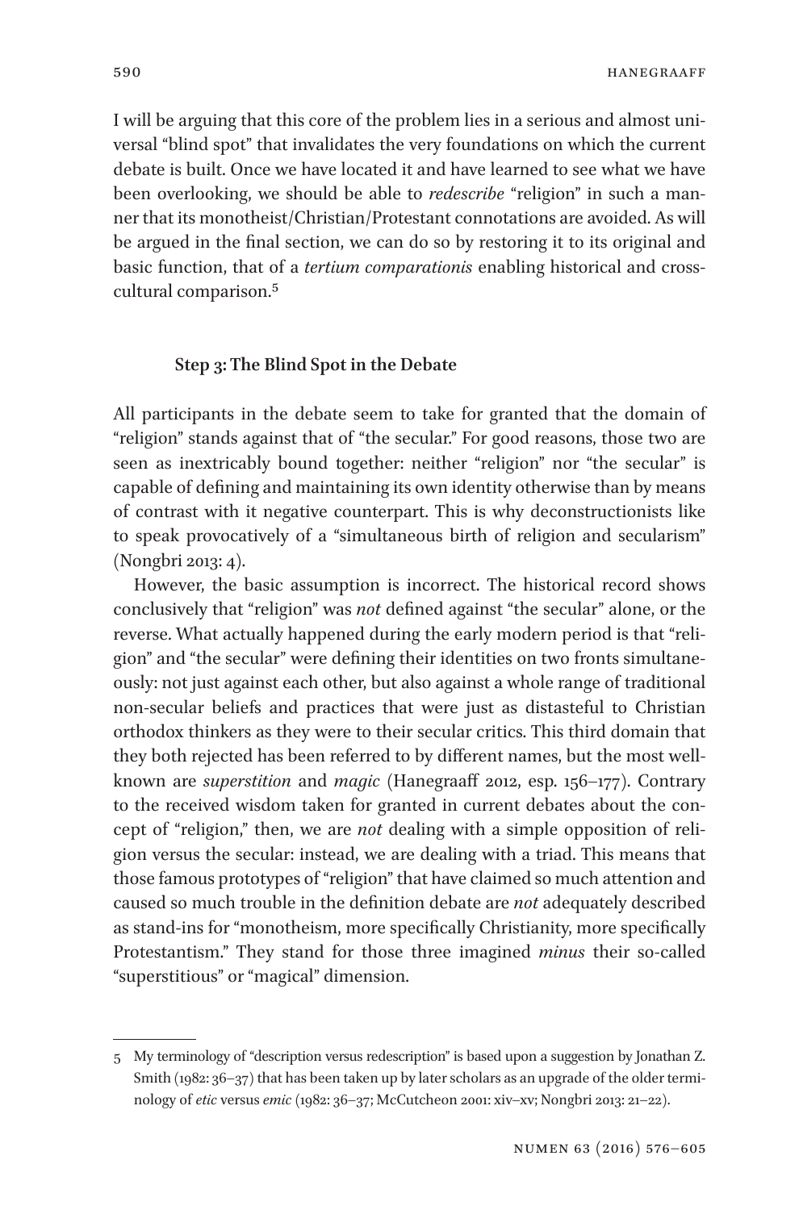I will be arguing that this core of the problem lies in a serious and almost universal "blind spot" that invalidates the very foundations on which the current debate is built. Once we have located it and have learned to see what we have been overlooking, we should be able to *redescribe* "religion" in such a manner that its monotheist/Christian/Protestant connotations are avoided. As will be argued in the final section, we can do so by restoring it to its original and basic function, that of a *tertium comparationis* enabling historical and cross-cultural comparison.[5]

### Step 3: The Blind Spot in the Debate

All participants in the debate seem to take for granted that the domain of "religion" stands against that of "the secular." For good reasons, those two are seen as inextricably bound together: neither "religion" nor "the secular" is capable of defining and maintaining its own identity otherwise than by means of contrast with it negative counterpart. This is why deconstructionists like to speak provocatively of a "simultaneous birth of religion and secularism" (Nongbri 2013: 4).

However, the basic assumption is incorrect. The historical record shows conclusively that "religion" was *not* defined against "the secular" alone, or the reverse. What actually happened during the early modern period is that "religion" and "the secular" were defining their identities on two fronts simultaneously: not just against each other, but also against a whole range of traditional non-secular beliefs and practices that were just as distasteful to Christian orthodox thinkers as they were to their secular critics. This third domain that they both rejected has been referred to by different names, but the most well-known are *superstition* and *magic* (Hanegraaff 2012, esp. 156–177). Contrary to the received wisdom taken for granted in current debates about the concept of "religion," then, we are *not* dealing with a simple opposition of religion versus the secular: instead, we are dealing with a triad. This means that those famous prototypes of "religion" that have claimed so much attention and caused so much trouble in the definition debate are *not* adequately described as stand-ins for "monotheism, more specifically Christianity, more specifically Protestantism." They stand for those three imagined *minus* their so-called "superstitious" or "magical" dimension.

---

5 My terminology of "description versus redescription" is based upon a suggestion by Jonathan Z. Smith (1982: 36–37) that has been taken up by later scholars as an upgrade of the older terminology of *etic* versus *emic* (1982: 36–37; McCutcheon 2001: xiv–xv; Nongbri 2013: 21–22).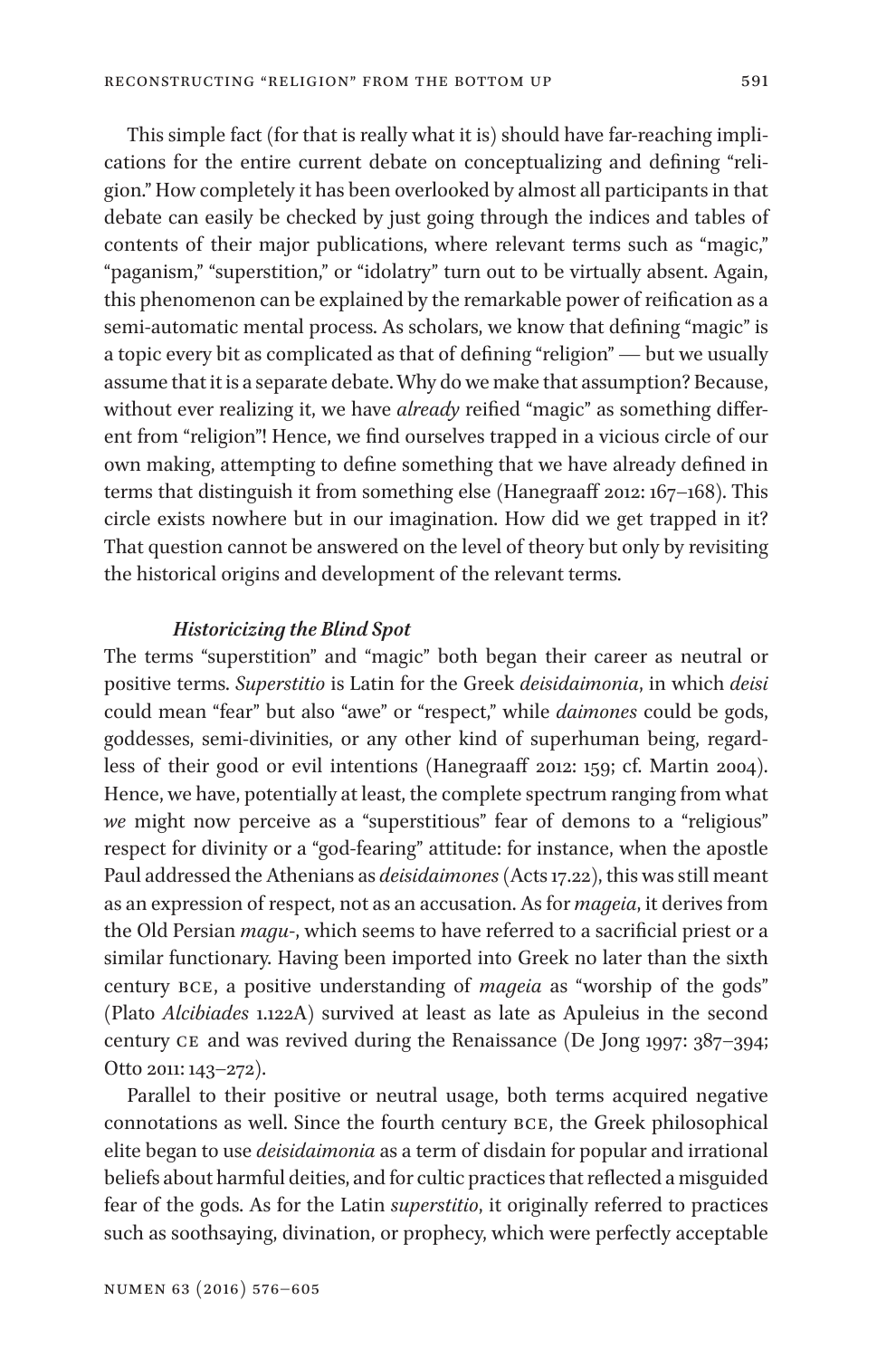This simple fact (for that is really what it is) should have far-reaching implications for the entire current debate on conceptualizing and defining "religion." How completely it has been overlooked by almost all participants in that debate can easily be checked by just going through the indices and tables of contents of their major publications, where relevant terms such as "magic," "paganism," "superstition," or "idolatry" turn out to be virtually absent. Again, this phenomenon can be explained by the remarkable power of reification as a semi-automatic mental process. As scholars, we know that defining "magic" is a topic every bit as complicated as that of defining "religion" — but we usually assume that it is a separate debate. Why do we make that assumption? Because, without ever realizing it, we have *already* reified "magic" as something different from "religion"! Hence, we find ourselves trapped in a vicious circle of our own making, attempting to define something that we have already defined in terms that distinguish it from something else (Hanegraaff 2012: 167–168). This circle exists nowhere but in our imagination. How did we get trapped in it? That question cannot be answered on the level of theory but only by revisiting the historical origins and development of the relevant terms.

### *Historicizing the Blind Spot*

The terms "superstition" and "magic" both began their career as neutral or positive terms. *Superstitio* is Latin for the Greek *deisidaimonia*, in which *deisi* could mean "fear" but also "awe" or "respect," while *daimones* could be gods, goddesses, semi-divinities, or any other kind of superhuman being, regardless of their good or evil intentions (Hanegraaff 2012: 159; cf. Martin 2004). Hence, we have, potentially at least, the complete spectrum ranging from what *we* might now perceive as a "superstitious" fear of demons to a "religious" respect for divinity or a "god-fearing" attitude: for instance, when the apostle Paul addressed the Athenians as *deisidaimones* (Acts 17.22), this was still meant as an expression of respect, not as an accusation. As for *mageia*, it derives from the Old Persian *magu-*, which seems to have referred to a sacrificial priest or a similar functionary. Having been imported into Greek no later than the sixth century BCE, a positive understanding of *mageia* as "worship of the gods" (Plato *Alcibiades* 1.122A) survived at least as late as Apuleius in the second century CE and was revived during the Renaissance (De Jong 1997: 387–394; Otto 2011: 143–272).

Parallel to their positive or neutral usage, both terms acquired negative connotations as well. Since the fourth century BCE, the Greek philosophical elite began to use *deisidaimonia* as a term of disdain for popular and irrational beliefs about harmful deities, and for cultic practices that reflected a misguided fear of the gods. As for the Latin *superstitio*, it originally referred to practices such as soothsaying, divination, or prophecy, which were perfectly acceptable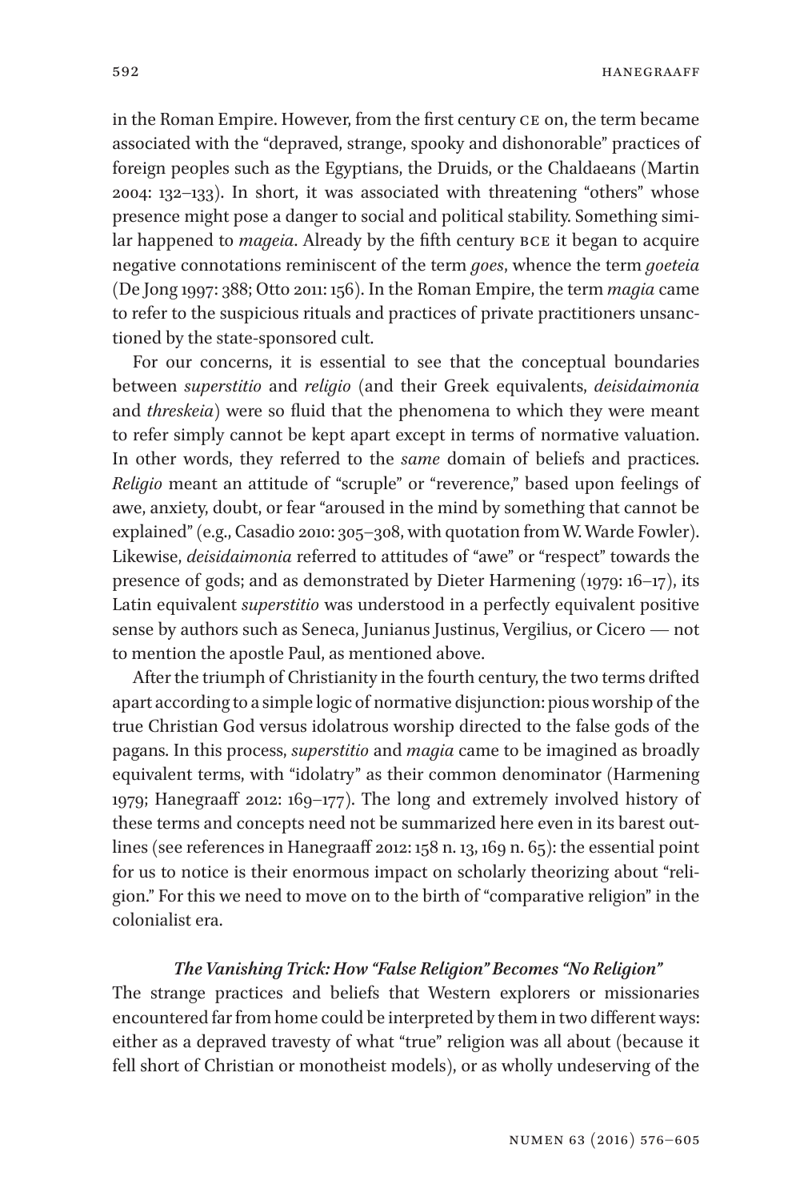in the Roman Empire. However, from the first century CE on, the term became associated with the "depraved, strange, spooky and dishonorable" practices of foreign peoples such as the Egyptians, the Druids, or the Chaldaeans (Martin 2004: 132–133). In short, it was associated with threatening "others" whose presence might pose a danger to social and political stability. Something similar happened to *mageia*. Already by the fifth century BCE it began to acquire negative connotations reminiscent of the term *goes*, whence the term *goeteia* (De Jong 1997: 388; Otto 2011: 156). In the Roman Empire, the term *magia* came to refer to the suspicious rituals and practices of private practitioners unsanctioned by the state-sponsored cult.

For our concerns, it is essential to see that the conceptual boundaries between *superstitio* and *religio* (and their Greek equivalents, *deisidaimonia* and *threskeia*) were so fluid that the phenomena to which they were meant to refer simply cannot be kept apart except in terms of normative valuation. In other words, they referred to the *same* domain of beliefs and practices. *Religio* meant an attitude of "scruple" or "reverence," based upon feelings of awe, anxiety, doubt, or fear "aroused in the mind by something that cannot be explained" (e.g., Casadio 2010: 305–308, with quotation from W. Warde Fowler). Likewise, *deisidaimonia* referred to attitudes of "awe" or "respect" towards the presence of gods; and as demonstrated by Dieter Harmening (1979: 16–17), its Latin equivalent *superstitio* was understood in a perfectly equivalent positive sense by authors such as Seneca, Junianus Justinus, Vergilius, or Cicero — not to mention the apostle Paul, as mentioned above.

After the triumph of Christianity in the fourth century, the two terms drifted apart according to a simple logic of normative disjunction: pious worship of the true Christian God versus idolatrous worship directed to the false gods of the pagans. In this process, *superstitio* and *magia* came to be imagined as broadly equivalent terms, with "idolatry" as their common denominator (Harmening 1979; Hanegraaff 2012: 169–177). The long and extremely involved history of these terms and concepts need not be summarized here even in its barest outlines (see references in Hanegraaff 2012: 158 n. 13, 169 n. 65): the essential point for us to notice is their enormous impact on scholarly theorizing about "religion." For this we need to move on to the birth of "comparative religion" in the colonialist era.

### *The Vanishing Trick: How "False Religion" Becomes "No Religion"*

The strange practices and beliefs that Western explorers or missionaries encountered far from home could be interpreted by them in two different ways: either as a depraved travesty of what "true" religion was all about (because it fell short of Christian or monotheist models), or as wholly undeserving of the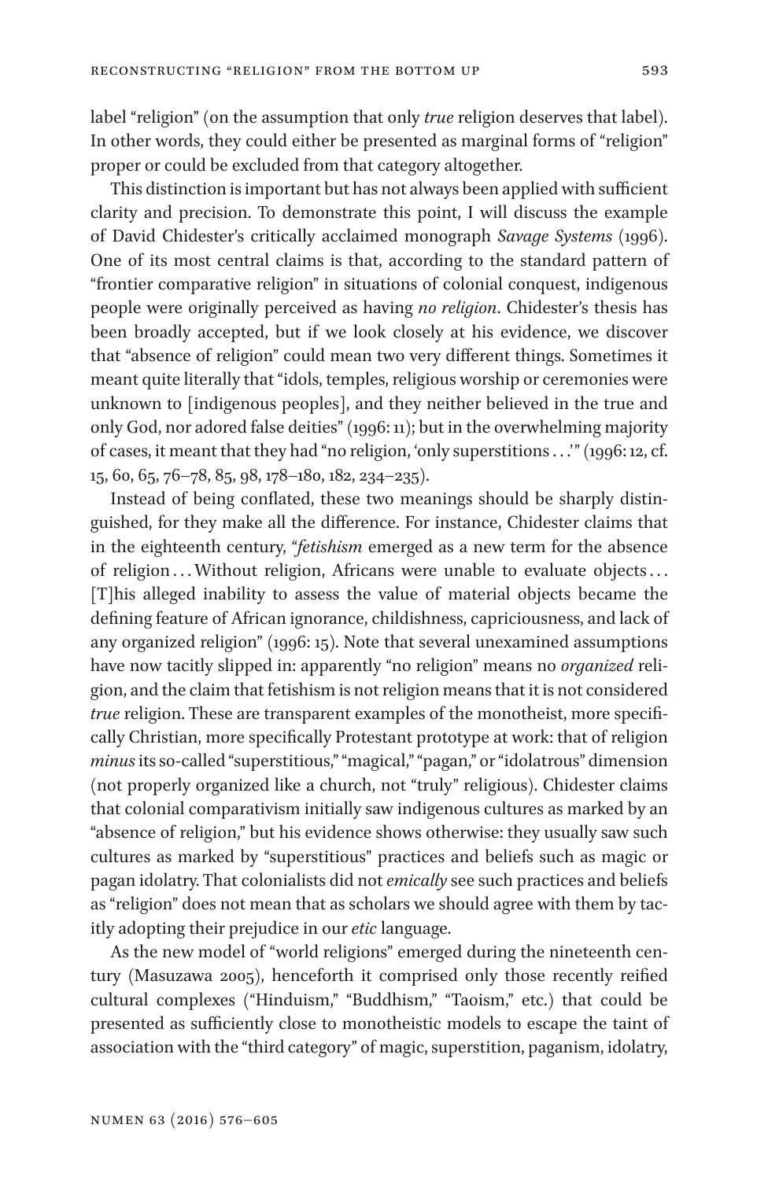label "religion" (on the assumption that only *true* religion deserves that label). In other words, they could either be presented as marginal forms of "religion" proper or could be excluded from that category altogether.

This distinction is important but has not always been applied with sufficient clarity and precision. To demonstrate this point, I will discuss the example of David Chidester's critically acclaimed monograph *Savage Systems* (1996). One of its most central claims is that, according to the standard pattern of "frontier comparative religion" in situations of colonial conquest, indigenous people were originally perceived as having *no religion*. Chidester's thesis has been broadly accepted, but if we look closely at his evidence, we discover that "absence of religion" could mean two very different things. Sometimes it meant quite literally that "idols, temples, religious worship or ceremonies were unknown to [indigenous peoples], and they neither believed in the true and only God, nor adored false deities" (1996: 11); but in the overwhelming majority of cases, it meant that they had "no religion, 'only superstitions . . .'" (1996: 12, cf. 15, 60, 65, 76–78, 85, 98, 178–180, 182, 234–235).

Instead of being conflated, these two meanings should be sharply distinguished, for they make all the difference. For instance, Chidester claims that in the eighteenth century, "*fetishism* emerged as a new term for the absence of religion . . . Without religion, Africans were unable to evaluate objects . . . [T]his alleged inability to assess the value of material objects became the defining feature of African ignorance, childishness, capriciousness, and lack of any organized religion" (1996: 15). Note that several unexamined assumptions have now tacitly slipped in: apparently "no religion" means no *organized* religion, and the claim that fetishism is not religion means that it is not considered *true* religion. These are transparent examples of the monotheist, more specifically Christian, more specifically Protestant prototype at work: that of religion *minus* its so-called "superstitious," "magical," "pagan," or "idolatrous" dimension (not properly organized like a church, not "truly" religious). Chidester claims that colonial comparativism initially saw indigenous cultures as marked by an "absence of religion," but his evidence shows otherwise: they usually saw such cultures as marked by "superstitious" practices and beliefs such as magic or pagan idolatry. That colonialists did not *emically* see such practices and beliefs as "religion" does not mean that as scholars we should agree with them by tacitly adopting their prejudice in our *etic* language.

As the new model of "world religions" emerged during the nineteenth century (Masuzawa 2005), henceforth it comprised only those recently reified cultural complexes ("Hinduism," "Buddhism," "Taoism," etc.) that could be presented as sufficiently close to monotheistic models to escape the taint of association with the "third category" of magic, superstition, paganism, idolatry,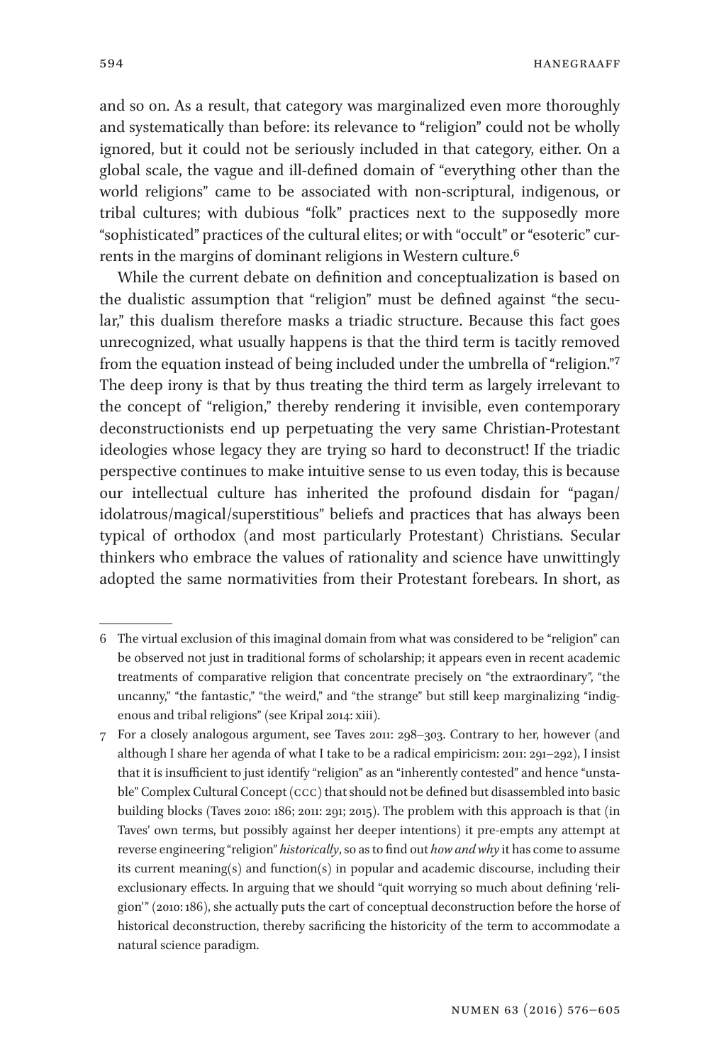and so on. As a result, that category was marginalized even more thoroughly and systematically than before: its relevance to "religion" could not be wholly ignored, but it could not be seriously included in that category, either. On a global scale, the vague and ill-defined domain of "everything other than the world religions" came to be associated with non-scriptural, indigenous, or tribal cultures; with dubious "folk" practices next to the supposedly more "sophisticated" practices of the cultural elites; or with "occult" or "esoteric" currents in the margins of dominant religions in Western culture.[6]

While the current debate on definition and conceptualization is based on the dualistic assumption that "religion" must be defined against "the secular," this dualism therefore masks a triadic structure. Because this fact goes unrecognized, what usually happens is that the third term is tacitly removed from the equation instead of being included under the umbrella of "religion."[7] The deep irony is that by thus treating the third term as largely irrelevant to the concept of "religion," thereby rendering it invisible, even contemporary deconstructionists end up perpetuating the very same Christian-Protestant ideologies whose legacy they are trying so hard to deconstruct! If the triadic perspective continues to make intuitive sense to us even today, this is because our intellectual culture has inherited the profound disdain for "pagan/idolatrous/magical/superstitious" beliefs and practices that has always been typical of orthodox (and most particularly Protestant) Christians. Secular thinkers who embrace the values of rationality and science have unwittingly adopted the same normativities from their Protestant forebears. In short, as

---

6 The virtual exclusion of this imaginal domain from what was considered to be "religion" can be observed not just in traditional forms of scholarship; it appears even in recent academic treatments of comparative religion that concentrate precisely on "the extraordinary", "the uncanny," "the fantastic," "the weird," and "the strange" but still keep marginalizing "indigenous and tribal religions" (see Kripal 2014: xiii).

7 For a closely analogous argument, see Taves 2011: 298–303. Contrary to her, however (and although I share her agenda of what I take to be a radical empiricism: 2011: 291–292), I insist that it is insufficient to just identify "religion" as an "inherently contested" and hence "unstable" Complex Cultural Concept (CCC) that should not be defined but disassembled into basic building blocks (Taves 2010: 186; 2011: 291; 2015). The problem with this approach is that (in Taves' own terms, but possibly against her deeper intentions) it pre-empts any attempt at reverse engineering "religion" *historically*, so as to find out *how and why* it has come to assume its current meaning(s) and function(s) in popular and academic discourse, including their exclusionary effects. In arguing that we should "quit worrying so much about defining 'religion'" (2010: 186), she actually puts the cart of conceptual deconstruction before the horse of historical deconstruction, thereby sacrificing the historicity of the term to accommodate a natural science paradigm.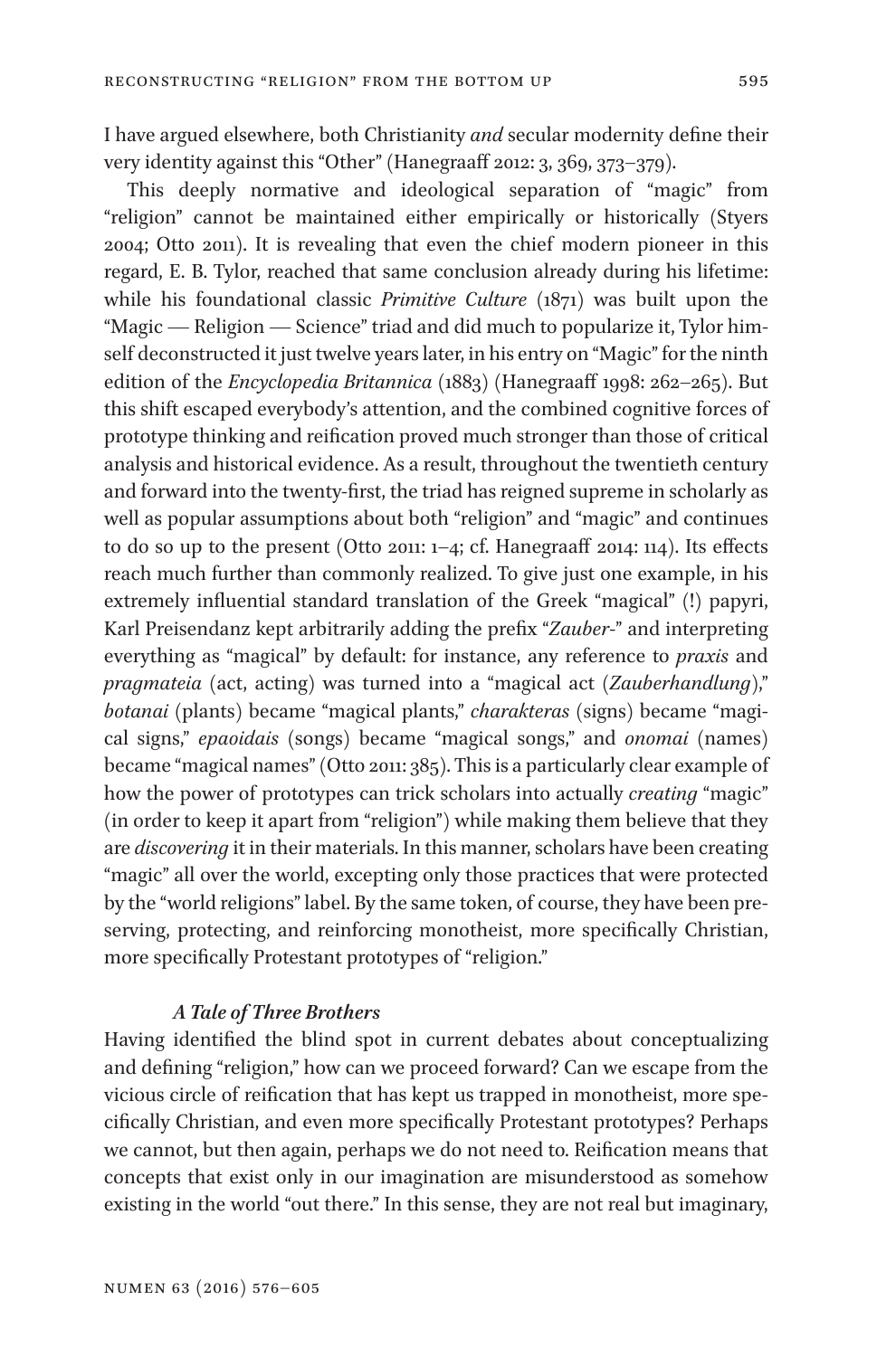I have argued elsewhere, both Christianity *and* secular modernity define their very identity against this "Other" (Hanegraaff 2012: 3, 369, 373–379).

This deeply normative and ideological separation of "magic" from "religion" cannot be maintained either empirically or historically (Styers 2004; Otto 2011). It is revealing that even the chief modern pioneer in this regard, E. B. Tylor, reached that same conclusion already during his lifetime: while his foundational classic *Primitive Culture* (1871) was built upon the "Magic — Religion — Science" triad and did much to popularize it, Tylor himself deconstructed it just twelve years later, in his entry on "Magic" for the ninth edition of the *Encyclopedia Britannica* (1883) (Hanegraaff 1998: 262–265). But this shift escaped everybody's attention, and the combined cognitive forces of prototype thinking and reification proved much stronger than those of critical analysis and historical evidence. As a result, throughout the twentieth century and forward into the twenty-first, the triad has reigned supreme in scholarly as well as popular assumptions about both "religion" and "magic" and continues to do so up to the present (Otto 2011: 1–4; cf. Hanegraaff 2014: 114). Its effects reach much further than commonly realized. To give just one example, in his extremely influential standard translation of the Greek "magical" (!) papyri, Karl Preisendanz kept arbitrarily adding the prefix "*Zauber-*" and interpreting everything as "magical" by default: for instance, any reference to *praxis* and *pragmateia* (act, acting) was turned into a "magical act (*Zauberhandlung*)," *botanai* (plants) became "magical plants," *charakteras* (signs) became "magical signs," *epaoidais* (songs) became "magical songs," and *onomai* (names) became "magical names" (Otto 2011: 385). This is a particularly clear example of how the power of prototypes can trick scholars into actually *creating* "magic" (in order to keep it apart from "religion") while making them believe that they are *discovering* it in their materials. In this manner, scholars have been creating "magic" all over the world, excepting only those practices that were protected by the "world religions" label. By the same token, of course, they have been preserving, protecting, and reinforcing monotheist, more specifically Christian, more specifically Protestant prototypes of "religion."

### *A Tale of Three Brothers*

Having identified the blind spot in current debates about conceptualizing and defining "religion," how can we proceed forward? Can we escape from the vicious circle of reification that has kept us trapped in monotheist, more specifically Christian, and even more specifically Protestant prototypes? Perhaps we cannot, but then again, perhaps we do not need to. Reification means that concepts that exist only in our imagination are misunderstood as somehow existing in the world "out there." In this sense, they are not real but imaginary,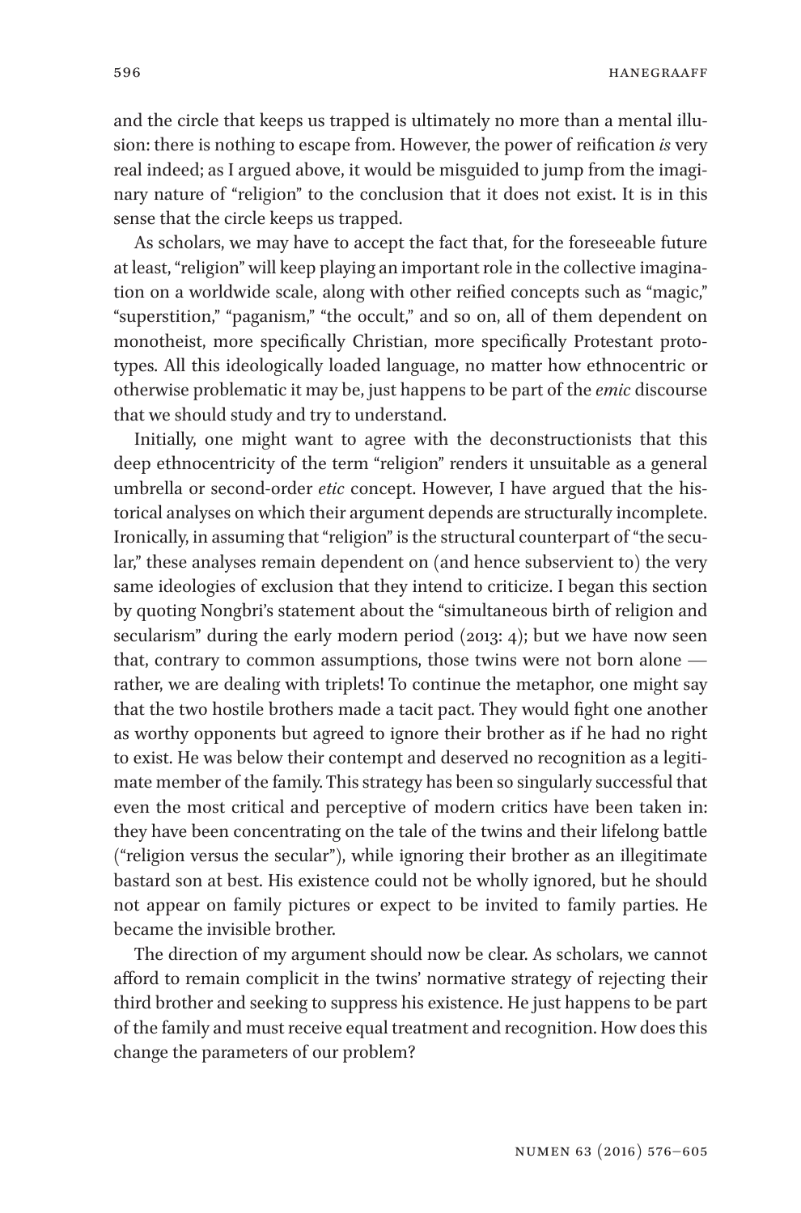and the circle that keeps us trapped is ultimately no more than a mental illusion: there is nothing to escape from. However, the power of reification *is* very real indeed; as I argued above, it would be misguided to jump from the imaginary nature of "religion" to the conclusion that it does not exist. It is in this sense that the circle keeps us trapped.

As scholars, we may have to accept the fact that, for the foreseeable future at least, "religion" will keep playing an important role in the collective imagination on a worldwide scale, along with other reified concepts such as "magic," "superstition," "paganism," "the occult," and so on, all of them dependent on monotheist, more specifically Christian, more specifically Protestant prototypes. All this ideologically loaded language, no matter how ethnocentric or otherwise problematic it may be, just happens to be part of the *emic* discourse that we should study and try to understand.

Initially, one might want to agree with the deconstructionists that this deep ethnocentricity of the term "religion" renders it unsuitable as a general umbrella or second-order *etic* concept. However, I have argued that the historical analyses on which their argument depends are structurally incomplete. Ironically, in assuming that "religion" is the structural counterpart of "the secular," these analyses remain dependent on (and hence subservient to) the very same ideologies of exclusion that they intend to criticize. I began this section by quoting Nongbri's statement about the "simultaneous birth of religion and secularism" during the early modern period (2013: 4); but we have now seen that, contrary to common assumptions, those twins were not born alone — rather, we are dealing with triplets! To continue the metaphor, one might say that the two hostile brothers made a tacit pact. They would fight one another as worthy opponents but agreed to ignore their brother as if he had no right to exist. He was below their contempt and deserved no recognition as a legitimate member of the family. This strategy has been so singularly successful that even the most critical and perceptive of modern critics have been taken in: they have been concentrating on the tale of the twins and their lifelong battle ("religion versus the secular"), while ignoring their brother as an illegitimate bastard son at best. His existence could not be wholly ignored, but he should not appear on family pictures or expect to be invited to family parties. He became the invisible brother.

The direction of my argument should now be clear. As scholars, we cannot afford to remain complicit in the twins' normative strategy of rejecting their third brother and seeking to suppress his existence. He just happens to be part of the family and must receive equal treatment and recognition. How does this change the parameters of our problem?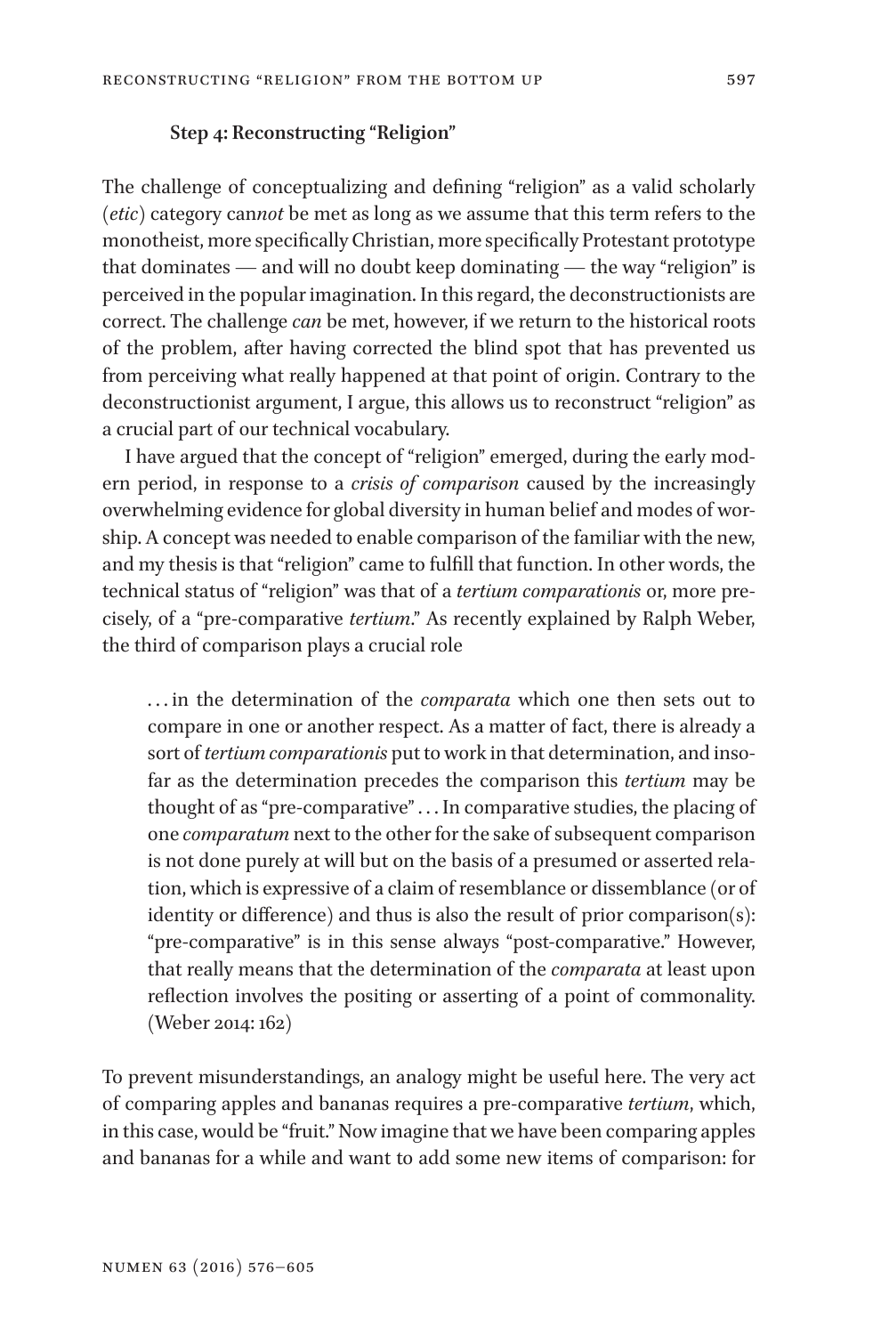### Step 4: Reconstructing "Religion"

The challenge of conceptualizing and defining "religion" as a valid scholarly (*etic*) category can*not* be met as long as we assume that this term refers to the monotheist, more specifically Christian, more specifically Protestant prototype that dominates — and will no doubt keep dominating — the way "religion" is perceived in the popular imagination. In this regard, the deconstructionists are correct. The challenge *can* be met, however, if we return to the historical roots of the problem, after having corrected the blind spot that has prevented us from perceiving what really happened at that point of origin. Contrary to the deconstructionist argument, I argue, this allows us to reconstruct "religion" as a crucial part of our technical vocabulary.

I have argued that the concept of "religion" emerged, during the early modern period, in response to a *crisis of comparison* caused by the increasingly overwhelming evidence for global diversity in human belief and modes of worship. A concept was needed to enable comparison of the familiar with the new, and my thesis is that "religion" came to fulfill that function. In other words, the technical status of "religion" was that of a *tertium comparationis* or, more precisely, of a "pre-comparative *tertium*." As recently explained by Ralph Weber, the third of comparison plays a crucial role

> … in the determination of the *comparata* which one then sets out to compare in one or another respect. As a matter of fact, there is already a sort of *tertium comparationis* put to work in that determination, and insofar as the determination precedes the comparison this *tertium* may be thought of as "pre-comparative" … In comparative studies, the placing of one *comparatum* next to the other for the sake of subsequent comparison is not done purely at will but on the basis of a presumed or asserted relation, which is expressive of a claim of resemblance or dissemblance (or of identity or difference) and thus is also the result of prior comparison(s): "pre-comparative" is in this sense always "post-comparative." However, that really means that the determination of the *comparata* at least upon reflection involves the positing or asserting of a point of commonality. (Weber 2014: 162)

To prevent misunderstandings, an analogy might be useful here. The very act of comparing apples and bananas requires a pre-comparative *tertium*, which, in this case, would be "fruit." Now imagine that we have been comparing apples and bananas for a while and want to add some new items of comparison: for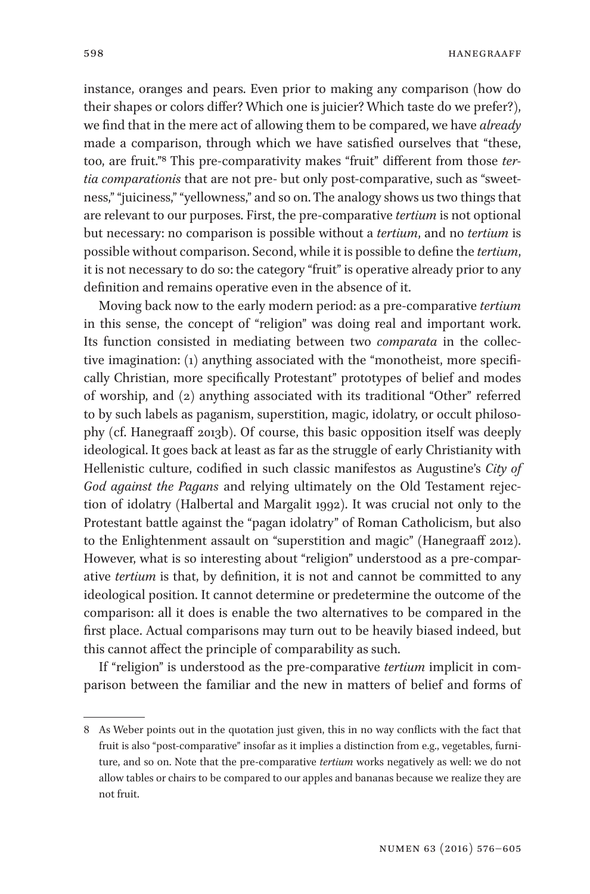instance, oranges and pears. Even prior to making any comparison (how do their shapes or colors differ? Which one is juicier? Which taste do we prefer?), we find that in the mere act of allowing them to be compared, we have *already* made a comparison, through which we have satisfied ourselves that "these, too, are fruit."[8] This pre-comparativity makes "fruit" different from those *tertia comparationis* that are not pre- but only post-comparative, such as "sweetness," "juiciness," "yellowness," and so on. The analogy shows us two things that are relevant to our purposes. First, the pre-comparative *tertium* is not optional but necessary: no comparison is possible without a *tertium*, and no *tertium* is possible without comparison. Second, while it is possible to define the *tertium*, it is not necessary to do so: the category "fruit" is operative already prior to any definition and remains operative even in the absence of it.

Moving back now to the early modern period: as a pre-comparative *tertium* in this sense, the concept of "religion" was doing real and important work. Its function consisted in mediating between two *comparata* in the collective imagination: (1) anything associated with the "monotheist, more specifically Christian, more specifically Protestant" prototypes of belief and modes of worship, and (2) anything associated with its traditional "Other" referred to by such labels as paganism, superstition, magic, idolatry, or occult philosophy (cf. Hanegraaff 2013b). Of course, this basic opposition itself was deeply ideological. It goes back at least as far as the struggle of early Christianity with Hellenistic culture, codified in such classic manifestos as Augustine's *City of God against the Pagans* and relying ultimately on the Old Testament rejection of idolatry (Halbertal and Margalit 1992). It was crucial not only to the Protestant battle against the "pagan idolatry" of Roman Catholicism, but also to the Enlightenment assault on "superstition and magic" (Hanegraaff 2012). However, what is so interesting about "religion" understood as a pre-comparative *tertium* is that, by definition, it is not and cannot be committed to any ideological position. It cannot determine or predetermine the outcome of the comparison: all it does is enable the two alternatives to be compared in the first place. Actual comparisons may turn out to be heavily biased indeed, but this cannot affect the principle of comparability as such.

If "religion" is understood as the pre-comparative *tertium* implicit in comparison between the familiar and the new in matters of belief and forms of

---

8 As Weber points out in the quotation just given, this in no way conflicts with the fact that fruit is also "post-comparative" insofar as it implies a distinction from e.g., vegetables, furniture, and so on. Note that the pre-comparative *tertium* works negatively as well: we do not allow tables or chairs to be compared to our apples and bananas because we realize they are not fruit.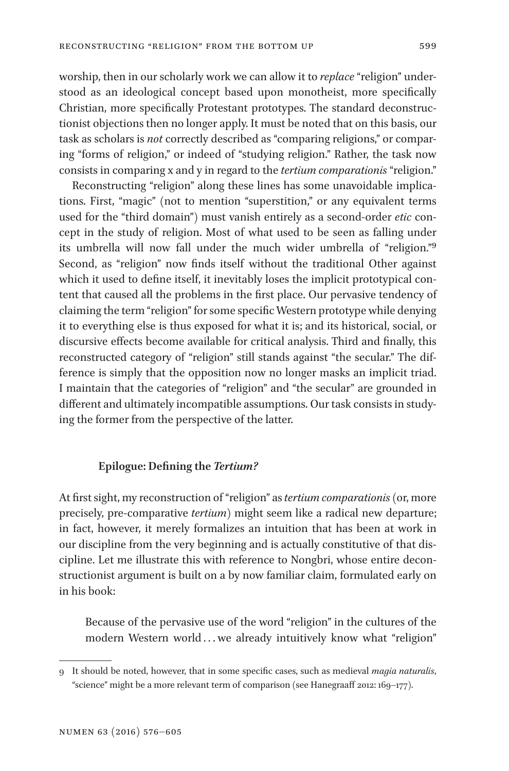worship, then in our scholarly work we can allow it to *replace* "religion" understood as an ideological concept based upon monotheist, more specifically Christian, more specifically Protestant prototypes. The standard deconstructionist objections then no longer apply. It must be noted that on this basis, our task as scholars is *not* correctly described as "comparing religions," or comparing "forms of religion," or indeed of "studying religion." Rather, the task now consists in comparing x and y in regard to the *tertium comparationis* "religion."

Reconstructing "religion" along these lines has some unavoidable implications. First, "magic" (not to mention "superstition," or any equivalent terms used for the "third domain") must vanish entirely as a second-order *etic* concept in the study of religion. Most of what used to be seen as falling under its umbrella will now fall under the much wider umbrella of "religion."[9] Second, as "religion" now finds itself without the traditional Other against which it used to define itself, it inevitably loses the implicit prototypical content that caused all the problems in the first place. Our pervasive tendency of claiming the term "religion" for some specific Western prototype while denying it to everything else is thus exposed for what it is; and its historical, social, or discursive effects become available for critical analysis. Third and finally, this reconstructed category of "religion" still stands against "the secular." The difference is simply that the opposition now no longer masks an implicit triad. I maintain that the categories of "religion" and "the secular" are grounded in different and ultimately incompatible assumptions. Our task consists in studying the former from the perspective of the latter.

### Epilogue: Defining the *Tertium?*

At first sight, my reconstruction of "religion" as *tertium comparationis* (or, more precisely, pre-comparative *tertium*) might seem like a radical new departure; in fact, however, it merely formalizes an intuition that has been at work in our discipline from the very beginning and is actually constitutive of that discipline. Let me illustrate this with reference to Nongbri, whose entire deconstructionist argument is built on a by now familiar claim, formulated early on in his book:

> Because of the pervasive use of the word "religion" in the cultures of the modern Western world . . . we already intuitively know what "religion"

9 It should be noted, however, that in some specific cases, such as medieval *magia naturalis*, "science" might be a more relevant term of comparison (see Hanegraaff 2012: 169–177).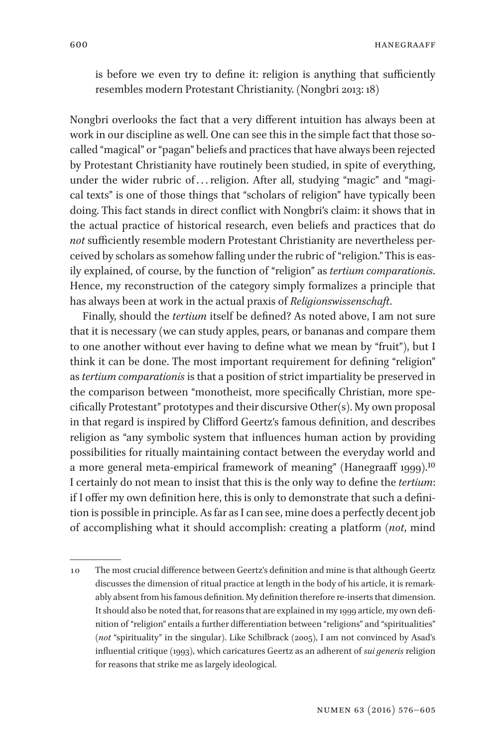is before we even try to define it: religion is anything that sufficiently resembles modern Protestant Christianity. (Nongbri 2013: 18)

Nongbri overlooks the fact that a very different intuition has always been at work in our discipline as well. One can see this in the simple fact that those so-called "magical" or "pagan" beliefs and practices that have always been rejected by Protestant Christianity have routinely been studied, in spite of everything, under the wider rubric of ... religion. After all, studying "magic" and "magical texts" is one of those things that "scholars of religion" have typically been doing. This fact stands in direct conflict with Nongbri's claim: it shows that in the actual practice of historical research, even beliefs and practices that do *not* sufficiently resemble modern Protestant Christianity are nevertheless perceived by scholars as somehow falling under the rubric of "religion." This is easily explained, of course, by the function of "religion" as *tertium comparationis*. Hence, my reconstruction of the category simply formalizes a principle that has always been at work in the actual praxis of *Religionswissenschaft*.

Finally, should the *tertium* itself be defined? As noted above, I am not sure that it is necessary (we can study apples, pears, or bananas and compare them to one another without ever having to define what we mean by "fruit"), but I think it can be done. The most important requirement for defining "religion" as *tertium comparationis* is that a position of strict impartiality be preserved in the comparison between "monotheist, more specifically Christian, more specifically Protestant" prototypes and their discursive Other(s). My own proposal in that regard is inspired by Clifford Geertz's famous definition, and describes religion as "any symbolic system that influences human action by providing possibilities for ritually maintaining contact between the everyday world and a more general meta-empirical framework of meaning" (Hanegraaff 1999).[10] I certainly do not mean to insist that this is the only way to define the *tertium*: if I offer my own definition here, this is only to demonstrate that such a definition is possible in principle. As far as I can see, mine does a perfectly decent job of accomplishing what it should accomplish: creating a platform (*not*, mind

---

10 The most crucial difference between Geertz's definition and mine is that although Geertz discusses the dimension of ritual practice at length in the body of his article, it is remarkably absent from his famous definition. My definition therefore re-inserts that dimension. It should also be noted that, for reasons that are explained in my 1999 article, my own definition of "religion" entails a further differentiation between "religions" and "spiritualities" (*not* "spirituality" in the singular). Like Schilbrack (2005), I am not convinced by Asad's influential critique (1993), which caricatures Geertz as an adherent of *sui generis* religion for reasons that strike me as largely ideological.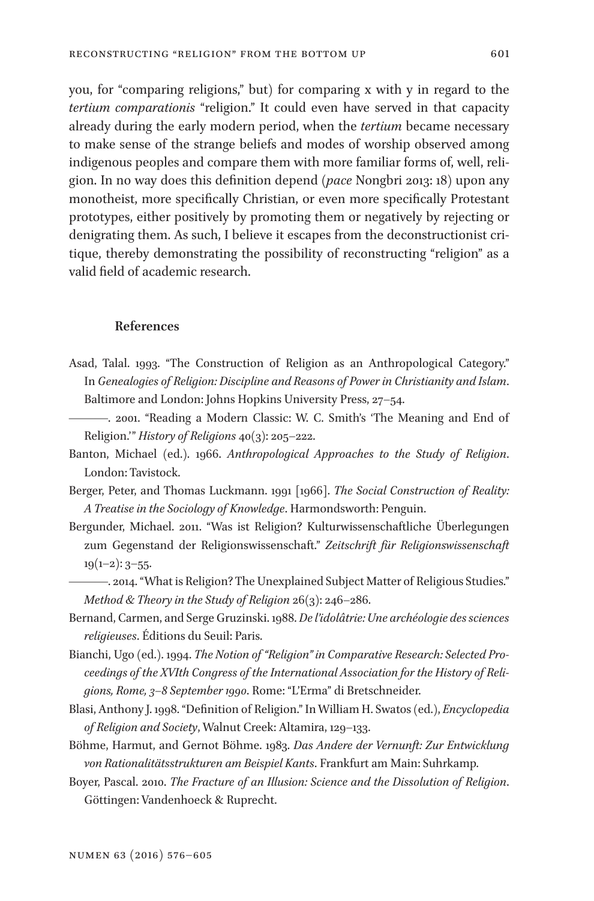you, for "comparing religions," but) for comparing x with y in regard to the *tertium comparationis* "religion." It could even have served in that capacity already during the early modern period, when the *tertium* became necessary to make sense of the strange beliefs and modes of worship observed among indigenous peoples and compare them with more familiar forms of, well, religion. In no way does this definition depend (*pace* Nongbri 2013: 18) upon any monotheist, more specifically Christian, or even more specifically Protestant prototypes, either positively by promoting them or negatively by rejecting or denigrating them. As such, I believe it escapes from the deconstructionist critique, thereby demonstrating the possibility of reconstructing "religion" as a valid field of academic research.

## References

Asad, Talal. 1993. "The Construction of Religion as an Anthropological Category." In *Genealogies of Religion: Discipline and Reasons of Power in Christianity and Islam*. Baltimore and London: Johns Hopkins University Press, 27–54.

———. 2001. "Reading a Modern Classic: W. C. Smith's 'The Meaning and End of Religion.'" *History of Religions* 40(3): 205–222.

Banton, Michael (ed.). 1966. *Anthropological Approaches to the Study of Religion*. London: Tavistock.

Berger, Peter, and Thomas Luckmann. 1991 [1966]. *The Social Construction of Reality: A Treatise in the Sociology of Knowledge*. Harmondsworth: Penguin.

Bergunder, Michael. 2011. "Was ist Religion? Kulturwissenschaftliche Überlegungen zum Gegenstand der Religionswissenschaft." *Zeitschrift für Religionswissenschaft* 19(1–2): 3–55.

———. 2014. "What is Religion? The Unexplained Subject Matter of Religious Studies." *Method & Theory in the Study of Religion* 26(3): 246–286.

Bernand, Carmen, and Serge Gruzinski. 1988. *De l'idolâtrie: Une archéologie des sciences religieuses*. Éditions du Seuil: Paris.

Bianchi, Ugo (ed.). 1994. *The Notion of "Religion" in Comparative Research: Selected Proceedings of the XVIth Congress of the International Association for the History of Religions, Rome, 3–8 September 1990*. Rome: "L'Erma" di Bretschneider.

Blasi, Anthony J. 1998. "Definition of Religion." In William H. Swatos (ed.), *Encyclopedia of Religion and Society*, Walnut Creek: Altamira, 129–133.

Böhme, Harmut, and Gernot Böhme. 1983. *Das Andere der Vernunft: Zur Entwicklung von Rationalitätsstrukturen am Beispiel Kants*. Frankfurt am Main: Suhrkamp.

Boyer, Pascal. 2010. *The Fracture of an Illusion: Science and the Dissolution of Religion*. Göttingen: Vandenhoeck & Ruprecht.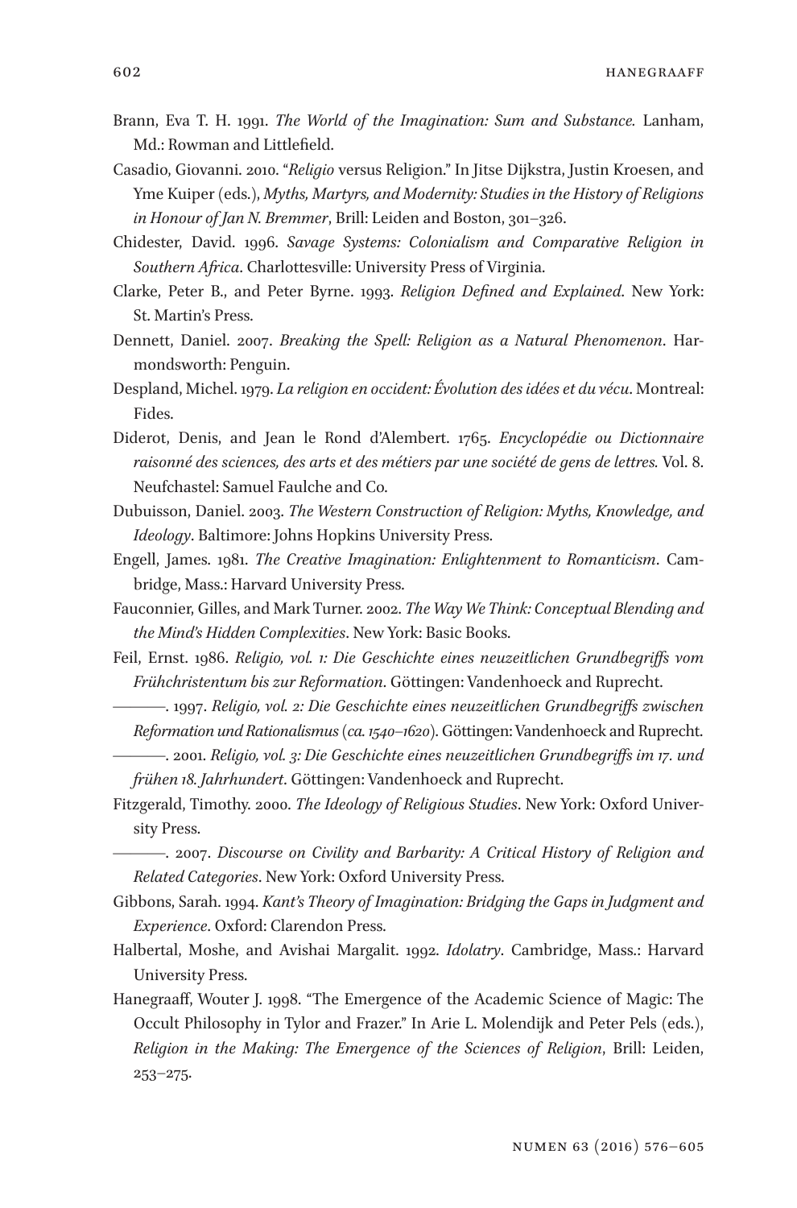Brann, Eva T. H. 1991. *The World of the Imagination: Sum and Substance.* Lanham, Md.: Rowman and Littlefield.

Casadio, Giovanni. 2010. "*Religio* versus Religion." In Jitse Dijkstra, Justin Kroesen, and Yme Kuiper (eds.), *Myths, Martyrs, and Modernity: Studies in the History of Religions in Honour of Jan N. Bremmer*, Brill: Leiden and Boston, 301–326.

Chidester, David. 1996. *Savage Systems: Colonialism and Comparative Religion in Southern Africa*. Charlottesville: University Press of Virginia.

Clarke, Peter B., and Peter Byrne. 1993. *Religion Defined and Explained*. New York: St. Martin's Press.

Dennett, Daniel. 2007. *Breaking the Spell: Religion as a Natural Phenomenon*. Harmondsworth: Penguin.

Despland, Michel. 1979. *La religion en occident: Évolution des idées et du vécu*. Montreal: Fides.

Diderot, Denis, and Jean le Rond d'Alembert. 1765. *Encyclopédie ou Dictionnaire raisonné des sciences, des arts et des métiers par une société de gens de lettres.* Vol. 8. Neufchastel: Samuel Faulche and Co.

Dubuisson, Daniel. 2003. *The Western Construction of Religion: Myths, Knowledge, and Ideology*. Baltimore: Johns Hopkins University Press.

Engell, James. 1981. *The Creative Imagination: Enlightenment to Romanticism*. Cambridge, Mass.: Harvard University Press.

Fauconnier, Gilles, and Mark Turner. 2002. *The Way We Think: Conceptual Blending and the Mind's Hidden Complexities*. New York: Basic Books.

Feil, Ernst. 1986. *Religio, vol. 1: Die Geschichte eines neuzeitlichen Grundbegriffs vom Frühchristentum bis zur Reformation*. Göttingen: Vandenhoeck and Ruprecht.

———. 1997. *Religio, vol. 2: Die Geschichte eines neuzeitlichen Grundbegriffs zwischen Reformation und Rationalismus (ca. 1540–1620)*. Göttingen: Vandenhoeck and Ruprecht.

———. 2001. *Religio, vol. 3: Die Geschichte eines neuzeitlichen Grundbegriffs im 17. und frühen 18. Jahrhundert*. Göttingen: Vandenhoeck and Ruprecht.

Fitzgerald, Timothy. 2000. *The Ideology of Religious Studies*. New York: Oxford University Press.

———. 2007. *Discourse on Civility and Barbarity: A Critical History of Religion and Related Categories*. New York: Oxford University Press.

Gibbons, Sarah. 1994. *Kant's Theory of Imagination: Bridging the Gaps in Judgment and Experience*. Oxford: Clarendon Press.

Halbertal, Moshe, and Avishai Margalit. 1992. *Idolatry*. Cambridge, Mass.: Harvard University Press.

Hanegraaff, Wouter J. 1998. "The Emergence of the Academic Science of Magic: The Occult Philosophy in Tylor and Frazer." In Arie L. Molendijk and Peter Pels (eds.), *Religion in the Making: The Emergence of the Sciences of Religion*, Brill: Leiden, 253–275.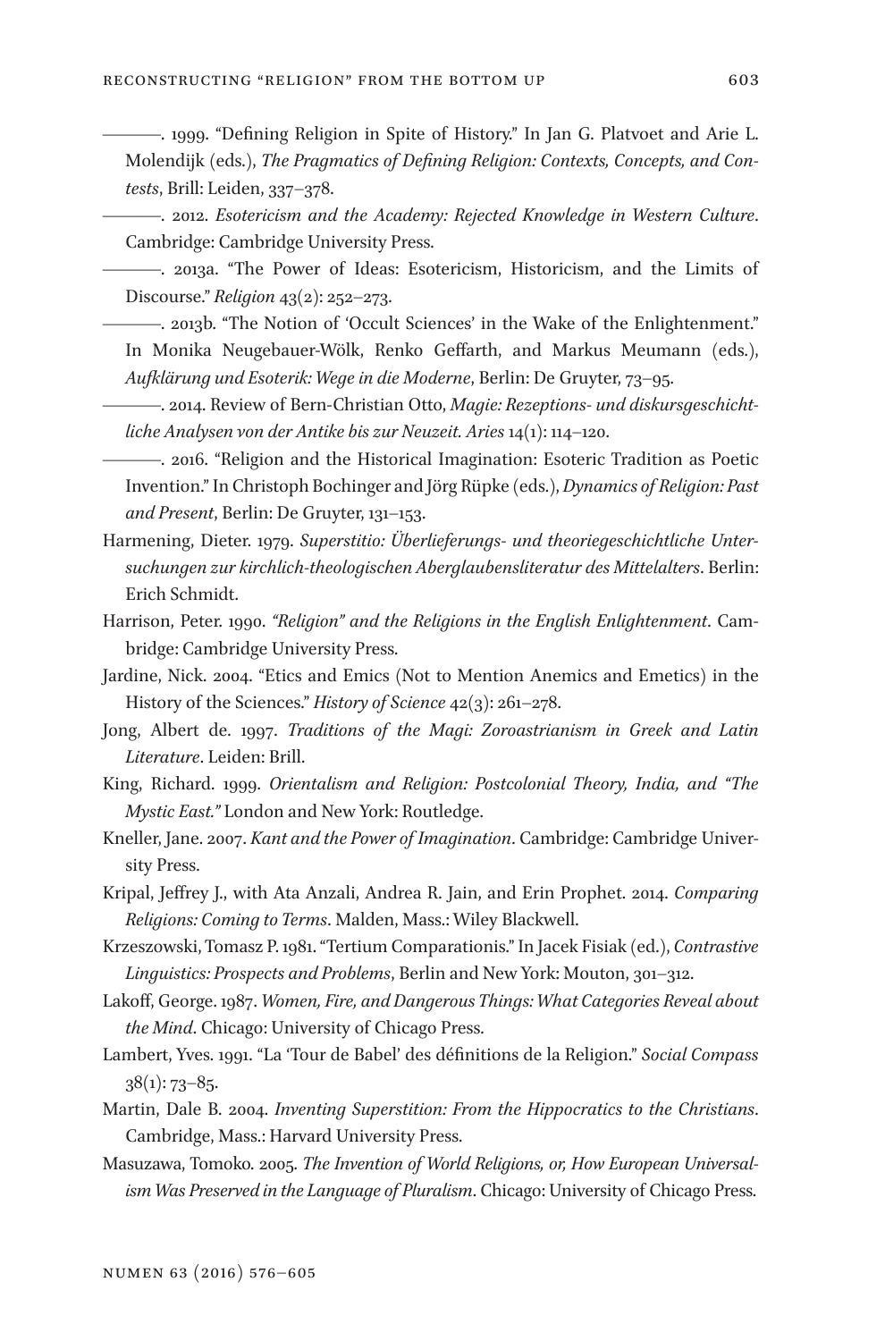———. 1999. "Defining Religion in Spite of History." In Jan G. Platvoet and Arie L. Molendijk (eds.), *The Pragmatics of Defining Religion: Contexts, Concepts, and Contests*, Brill: Leiden, 337–378.

———. 2012. *Esotericism and the Academy: Rejected Knowledge in Western Culture*. Cambridge: Cambridge University Press.

———. 2013a. "The Power of Ideas: Esotericism, Historicism, and the Limits of Discourse." *Religion* 43(2): 252–273.

———. 2013b. "The Notion of 'Occult Sciences' in the Wake of the Enlightenment." In Monika Neugebauer-Wölk, Renko Geffarth, and Markus Meumann (eds.), *Aufklärung und Esoterik: Wege in die Moderne*, Berlin: De Gruyter, 73–95.

———. 2014. Review of Bern-Christian Otto, *Magie: Rezeptions- und diskursgeschichtliche Analysen von der Antike bis zur Neuzeit. Aries* 14(1): 114–120.

———. 2016. "Religion and the Historical Imagination: Esoteric Tradition as Poetic Invention." In Christoph Bochinger and Jörg Rüpke (eds.), *Dynamics of Religion: Past and Present*, Berlin: De Gruyter, 131–153.

Harmening, Dieter. 1979. *Superstitio: Überlieferungs- und theoriegeschichtliche Untersuchungen zur kirchlich-theologischen Aberglaubensliteratur des Mittelalters*. Berlin: Erich Schmidt.

Harrison, Peter. 1990. *"Religion" and the Religions in the English Enlightenment*. Cambridge: Cambridge University Press.

Jardine, Nick. 2004. "Etics and Emics (Not to Mention Anemics and Emetics) in the History of the Sciences." *History of Science* 42(3): 261–278.

Jong, Albert de. 1997. *Traditions of the Magi: Zoroastrianism in Greek and Latin Literature*. Leiden: Brill.

King, Richard. 1999. *Orientalism and Religion: Postcolonial Theory, India, and "The Mystic East."* London and New York: Routledge.

Kneller, Jane. 2007. *Kant and the Power of Imagination*. Cambridge: Cambridge University Press.

Kripal, Jeffrey J., with Ata Anzali, Andrea R. Jain, and Erin Prophet. 2014. *Comparing Religions: Coming to Terms*. Malden, Mass.: Wiley Blackwell.

Krzeszowski, Tomasz P. 1981. "Tertium Comparationis." In Jacek Fisiak (ed.), *Contrastive Linguistics: Prospects and Problems*, Berlin and New York: Mouton, 301–312.

Lakoff, George. 1987. *Women, Fire, and Dangerous Things: What Categories Reveal about the Mind*. Chicago: University of Chicago Press.

Lambert, Yves. 1991. "La 'Tour de Babel' des définitions de la Religion." *Social Compass* 38(1): 73–85.

Martin, Dale B. 2004. *Inventing Superstition: From the Hippocratics to the Christians*. Cambridge, Mass.: Harvard University Press.

Masuzawa, Tomoko. 2005. *The Invention of World Religions, or, How European Universalism Was Preserved in the Language of Pluralism*. Chicago: University of Chicago Press.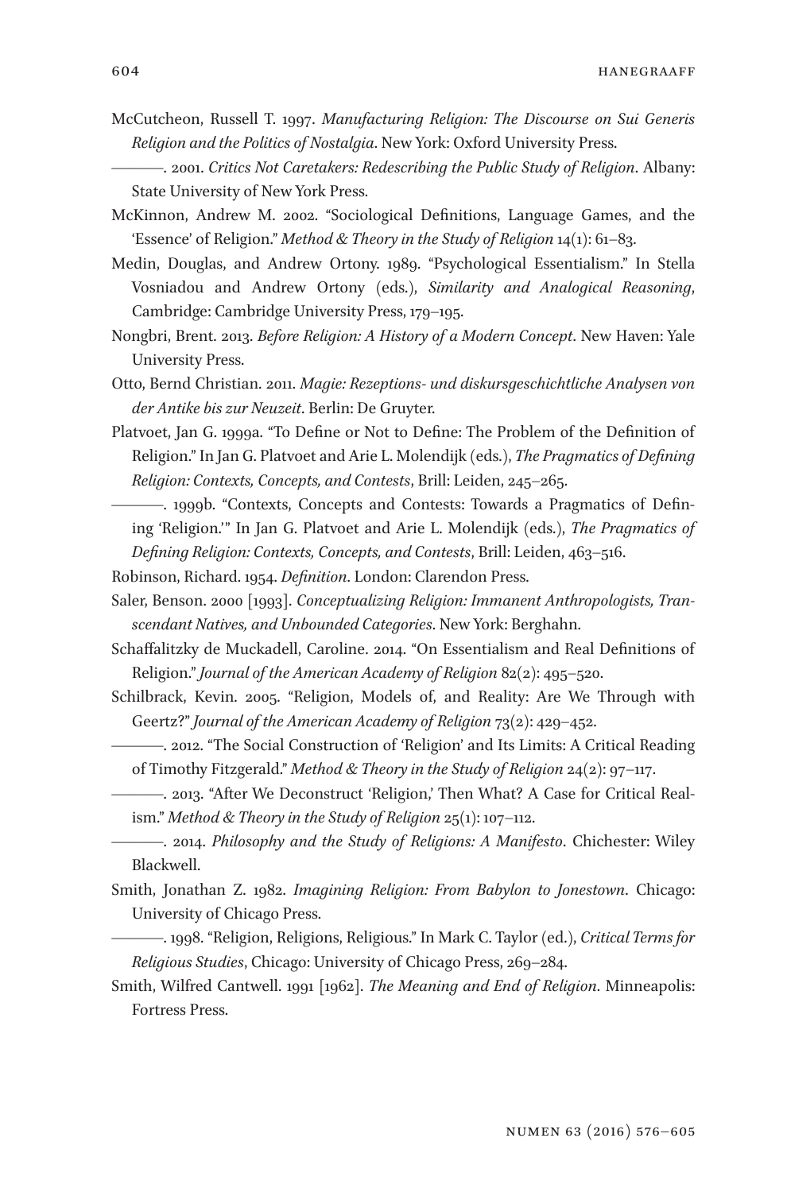McCutcheon, Russell T. 1997. *Manufacturing Religion: The Discourse on Sui Generis Religion and the Politics of Nostalgia*. New York: Oxford University Press.

———. 2001. *Critics Not Caretakers: Redescribing the Public Study of Religion*. Albany: State University of New York Press.

McKinnon, Andrew M. 2002. "Sociological Definitions, Language Games, and the 'Essence' of Religion." *Method & Theory in the Study of Religion* 14(1): 61–83.

Medin, Douglas, and Andrew Ortony. 1989. "Psychological Essentialism." In Stella Vosniadou and Andrew Ortony (eds.), *Similarity and Analogical Reasoning*, Cambridge: Cambridge University Press, 179–195.

Nongbri, Brent. 2013. *Before Religion: A History of a Modern Concept*. New Haven: Yale University Press.

Otto, Bernd Christian. 2011. *Magie: Rezeptions- und diskursgeschichtliche Analysen von der Antike bis zur Neuzeit*. Berlin: De Gruyter.

Platvoet, Jan G. 1999a. "To Define or Not to Define: The Problem of the Definition of Religion." In Jan G. Platvoet and Arie L. Molendijk (eds.), *The Pragmatics of Defining Religion: Contexts, Concepts, and Contests*, Brill: Leiden, 245–265.

———. 1999b. "Contexts, Concepts and Contests: Towards a Pragmatics of Defining 'Religion.'" In Jan G. Platvoet and Arie L. Molendijk (eds.), *The Pragmatics of Defining Religion: Contexts, Concepts, and Contests*, Brill: Leiden, 463–516.

Robinson, Richard. 1954. *Definition*. London: Clarendon Press.

Saler, Benson. 2000 [1993]. *Conceptualizing Religion: Immanent Anthropologists, Transcendant Natives, and Unbounded Categories*. New York: Berghahn.

Schaffalitzky de Muckadell, Caroline. 2014. "On Essentialism and Real Definitions of Religion." *Journal of the American Academy of Religion* 82(2): 495–520.

Schilbrack, Kevin. 2005. "Religion, Models of, and Reality: Are We Through with Geertz?" *Journal of the American Academy of Religion* 73(2): 429–452.

———. 2012. "The Social Construction of 'Religion' and Its Limits: A Critical Reading of Timothy Fitzgerald." *Method & Theory in the Study of Religion* 24(2): 97–117.

———. 2013. "After We Deconstruct 'Religion,' Then What? A Case for Critical Realism." *Method & Theory in the Study of Religion* 25(1): 107–112.

———. 2014. *Philosophy and the Study of Religions: A Manifesto*. Chichester: Wiley Blackwell.

Smith, Jonathan Z. 1982. *Imagining Religion: From Babylon to Jonestown*. Chicago: University of Chicago Press.

———. 1998. "Religion, Religions, Religious." In Mark C. Taylor (ed.), *Critical Terms for Religious Studies*, Chicago: University of Chicago Press, 269–284.

Smith, Wilfred Cantwell. 1991 [1962]. *The Meaning and End of Religion*. Minneapolis: Fortress Press.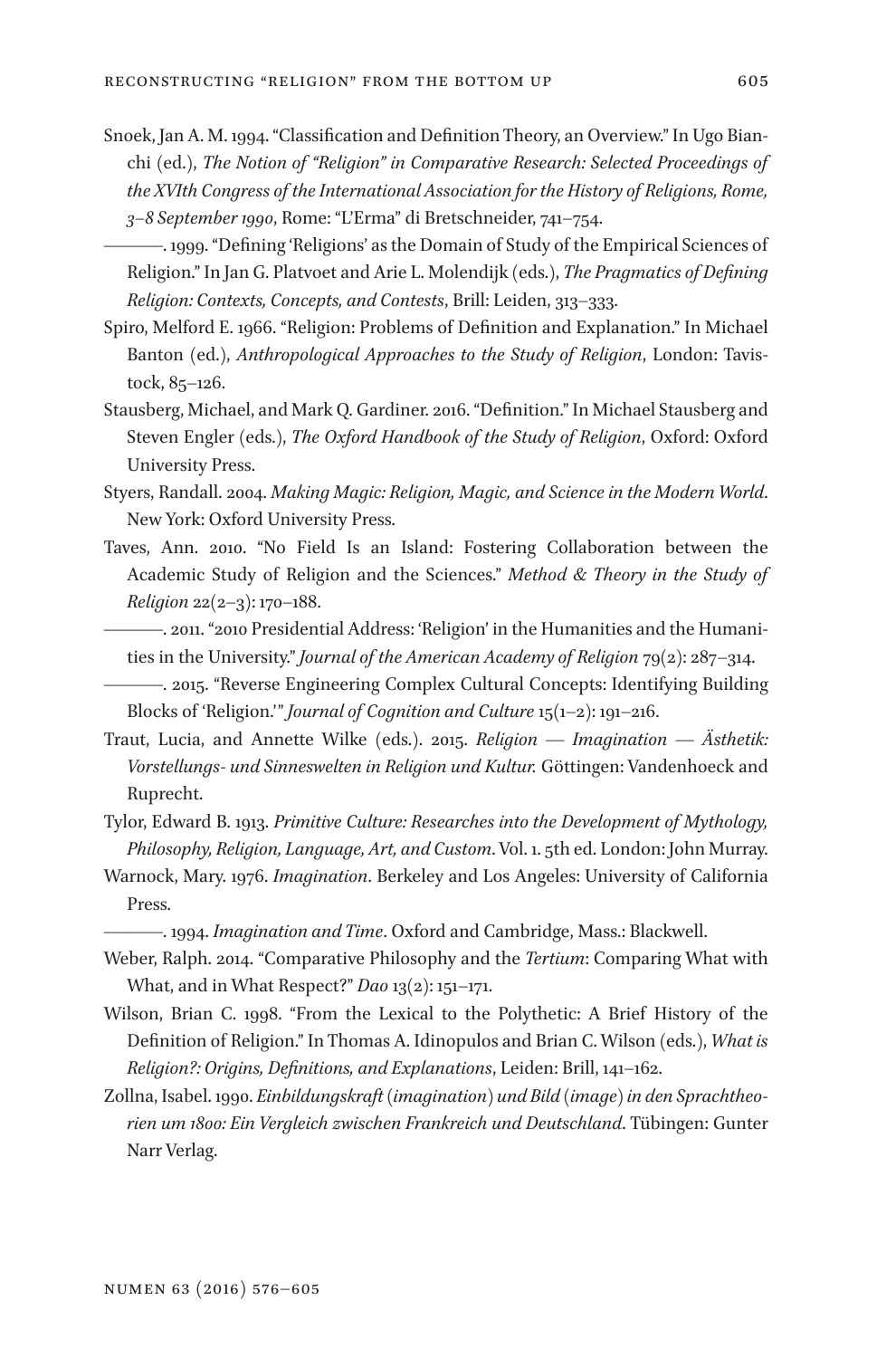Snoek, Jan A. M. 1994. "Classification and Definition Theory, an Overview." In Ugo Bianchi (ed.), *The Notion of "Religion" in Comparative Research: Selected Proceedings of the XVIth Congress of the International Association for the History of Religions, Rome, 3–8 September 1990*, Rome: "L'Erma" di Bretschneider, 741–754.

———. 1999. "Defining 'Religions' as the Domain of Study of the Empirical Sciences of Religion." In Jan G. Platvoet and Arie L. Molendijk (eds.), *The Pragmatics of Defining Religion: Contexts, Concepts, and Contests*, Brill: Leiden, 313–333.

Spiro, Melford E. 1966. "Religion: Problems of Definition and Explanation." In Michael Banton (ed.), *Anthropological Approaches to the Study of Religion*, London: Tavistock, 85–126.

Stausberg, Michael, and Mark Q. Gardiner. 2016. "Definition." In Michael Stausberg and Steven Engler (eds.), *The Oxford Handbook of the Study of Religion*, Oxford: Oxford University Press.

Styers, Randall. 2004. *Making Magic: Religion, Magic, and Science in the Modern World*. New York: Oxford University Press.

Taves, Ann. 2010. "No Field Is an Island: Fostering Collaboration between the Academic Study of Religion and the Sciences." *Method & Theory in the Study of Religion* 22(2–3): 170–188.

———. 2011. "2010 Presidential Address: 'Religion' in the Humanities and the Humanities in the University." *Journal of the American Academy of Religion* 79(2): 287–314.

———. 2015. "Reverse Engineering Complex Cultural Concepts: Identifying Building Blocks of 'Religion.'" *Journal of Cognition and Culture* 15(1–2): 191–216.

Traut, Lucia, and Annette Wilke (eds.). 2015. *Religion — Imagination — Ästhetik: Vorstellungs- und Sinneswelten in Religion und Kultur.* Göttingen: Vandenhoeck and Ruprecht.

Tylor, Edward B. 1913. *Primitive Culture: Researches into the Development of Mythology, Philosophy, Religion, Language, Art, and Custom*. Vol. 1. 5th ed. London: John Murray.

Warnock, Mary. 1976. *Imagination*. Berkeley and Los Angeles: University of California Press.

———. 1994. *Imagination and Time*. Oxford and Cambridge, Mass.: Blackwell.

Weber, Ralph. 2014. "Comparative Philosophy and the *Tertium*: Comparing What with What, and in What Respect?" *Dao* 13(2): 151–171.

Wilson, Brian C. 1998. "From the Lexical to the Polythetic: A Brief History of the Definition of Religion." In Thomas A. Idinopulos and Brian C. Wilson (eds.), *What is Religion?: Origins, Definitions, and Explanations*, Leiden: Brill, 141–162.

Zollna, Isabel. 1990. *Einbildungskraft (imagination) und Bild (image) in den Sprachtheorien um 1800: Ein Vergleich zwischen Frankreich und Deutschland*. Tübingen: Gunter Narr Verlag.